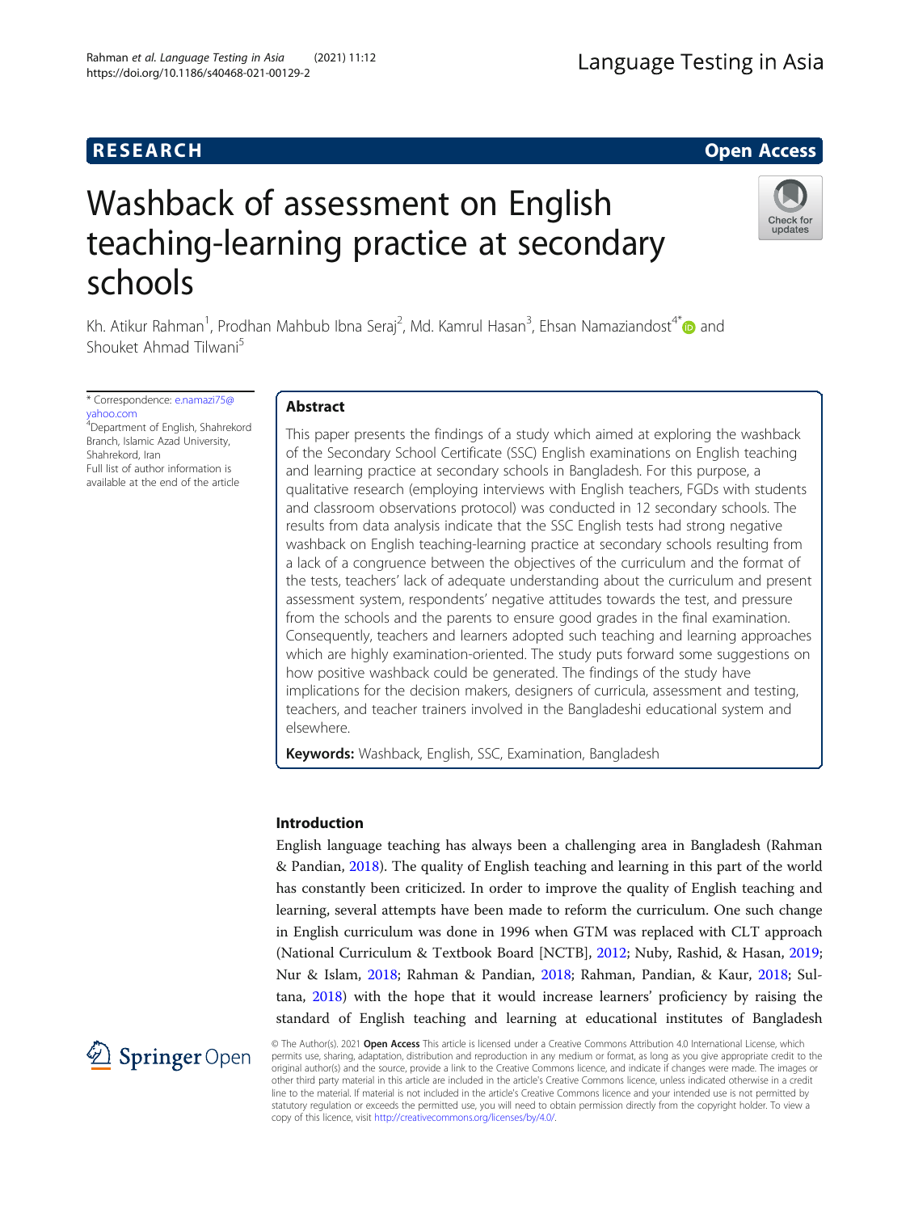RESEARCH Open Access

# Washback of assessment on English teaching-learning practice at secondary schools

Kh. Atikur Rahman[1], Prodhan Mahbub Ibna Seraj[2], Md. Kamrul Hasan[3], Ehsan Namaziandost[4*] and Shouket Ahmad Tilwani[5]

\* Correspondence: e.namazi75@yahoo.com
[4]Department of English, Shahrekord Branch, Islamic Azad University, Shahrekord, Iran
Full list of author information is available at the end of the article

## Abstract

This paper presents the findings of a study which aimed at exploring the washback of the Secondary School Certificate (SSC) English examinations on English teaching and learning practice at secondary schools in Bangladesh. For this purpose, a qualitative research (employing interviews with English teachers, FGDs with students and classroom observations protocol) was conducted in 12 secondary schools. The results from data analysis indicate that the SSC English tests had strong negative washback on English teaching-learning practice at secondary schools resulting from a lack of a congruence between the objectives of the curriculum and the format of the tests, teachers' lack of adequate understanding about the curriculum and present assessment system, respondents' negative attitudes towards the test, and pressure from the schools and the parents to ensure good grades in the final examination. Consequently, teachers and learners adopted such teaching and learning approaches which are highly examination-oriented. The study puts forward some suggestions on how positive washback could be generated. The findings of the study have implications for the decision makers, designers of curricula, assessment and testing, teachers, and teacher trainers involved in the Bangladeshi educational system and elsewhere.

**Keywords:** Washback, English, SSC, Examination, Bangladesh

## Introduction

English language teaching has always been a challenging area in Bangladesh (Rahman & Pandian, 2018). The quality of English teaching and learning in this part of the world has constantly been criticized. In order to improve the quality of English teaching and learning, several attempts have been made to reform the curriculum. One such change in English curriculum was done in 1996 when GTM was replaced with CLT approach (National Curriculum & Textbook Board [NCTB], 2012; Nuby, Rashid, & Hasan, 2019; Nur & Islam, 2018; Rahman & Pandian, 2018; Rahman, Pandian, & Kaur, 2018; Sultana, 2018) with the hope that it would increase learners' proficiency by raising the standard of English teaching and learning at educational institutes of Bangladesh

© The Author(s). 2021 **Open Access** This article is licensed under a Creative Commons Attribution 4.0 International License, which permits use, sharing, adaptation, distribution and reproduction in any medium or format, as long as you give appropriate credit to the original author(s) and the source, provide a link to the Creative Commons licence, and indicate if changes were made. The images or other third party material in this article are included in the article's Creative Commons licence, unless indicated otherwise in a credit line to the material. If material is not included in the article's Creative Commons licence and your intended use is not permitted by statutory regulation or exceeds the permitted use, you will need to obtain permission directly from the copyright holder. To view a copy of this licence, visit http://creativecommons.org/licenses/by/4.0/.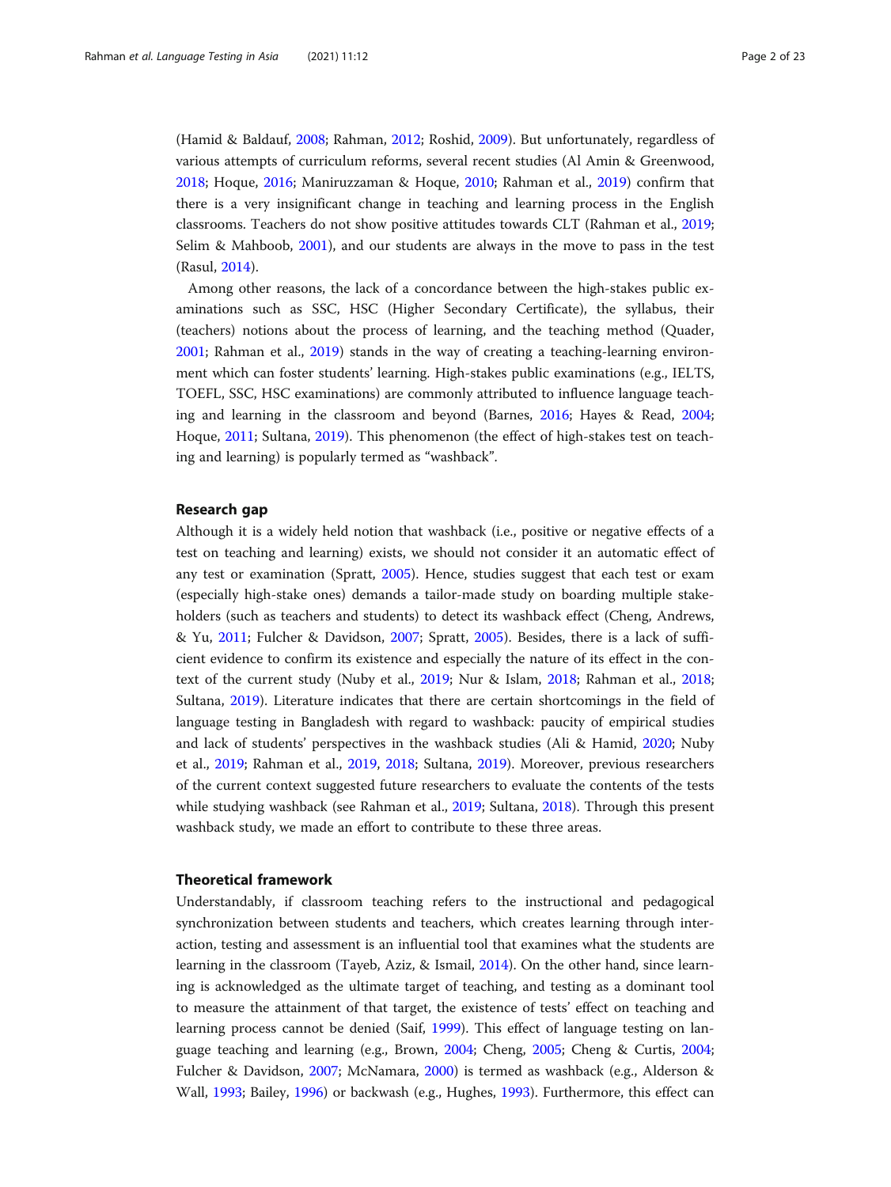(Hamid & Baldauf, 2008; Rahman, 2012; Roshid, 2009). But unfortunately, regardless of various attempts of curriculum reforms, several recent studies (Al Amin & Greenwood, 2018; Hoque, 2016; Maniruzzaman & Hoque, 2010; Rahman et al., 2019) confirm that there is a very insignificant change in teaching and learning process in the English classrooms. Teachers do not show positive attitudes towards CLT (Rahman et al., 2019; Selim & Mahboob, 2001), and our students are always in the move to pass in the test (Rasul, 2014).

Among other reasons, the lack of a concordance between the high-stakes public examinations such as SSC, HSC (Higher Secondary Certificate), the syllabus, their (teachers) notions about the process of learning, and the teaching method (Quader, 2001; Rahman et al., 2019) stands in the way of creating a teaching-learning environment which can foster students' learning. High-stakes public examinations (e.g., IELTS, TOEFL, SSC, HSC examinations) are commonly attributed to influence language teaching and learning in the classroom and beyond (Barnes, 2016; Hayes & Read, 2004; Hoque, 2011; Sultana, 2019). This phenomenon (the effect of high-stakes test on teaching and learning) is popularly termed as "washback".

## Research gap

Although it is a widely held notion that washback (i.e., positive or negative effects of a test on teaching and learning) exists, we should not consider it an automatic effect of any test or examination (Spratt, 2005). Hence, studies suggest that each test or exam (especially high-stake ones) demands a tailor-made study on boarding multiple stakeholders (such as teachers and students) to detect its washback effect (Cheng, Andrews, & Yu, 2011; Fulcher & Davidson, 2007; Spratt, 2005). Besides, there is a lack of sufficient evidence to confirm its existence and especially the nature of its effect in the context of the current study (Nuby et al., 2019; Nur & Islam, 2018; Rahman et al., 2018; Sultana, 2019). Literature indicates that there are certain shortcomings in the field of language testing in Bangladesh with regard to washback: paucity of empirical studies and lack of students' perspectives in the washback studies (Ali & Hamid, 2020; Nuby et al., 2019; Rahman et al., 2019, 2018; Sultana, 2019). Moreover, previous researchers of the current context suggested future researchers to evaluate the contents of the tests while studying washback (see Rahman et al., 2019; Sultana, 2018). Through this present washback study, we made an effort to contribute to these three areas.

## Theoretical framework

Understandably, if classroom teaching refers to the instructional and pedagogical synchronization between students and teachers, which creates learning through interaction, testing and assessment is an influential tool that examines what the students are learning in the classroom (Tayeb, Aziz, & Ismail, 2014). On the other hand, since learning is acknowledged as the ultimate target of teaching, and testing as a dominant tool to measure the attainment of that target, the existence of tests' effect on teaching and learning process cannot be denied (Saif, 1999). This effect of language testing on language teaching and learning (e.g., Brown, 2004; Cheng, 2005; Cheng & Curtis, 2004; Fulcher & Davidson, 2007; McNamara, 2000) is termed as washback (e.g., Alderson & Wall, 1993; Bailey, 1996) or backwash (e.g., Hughes, 1993). Furthermore, this effect can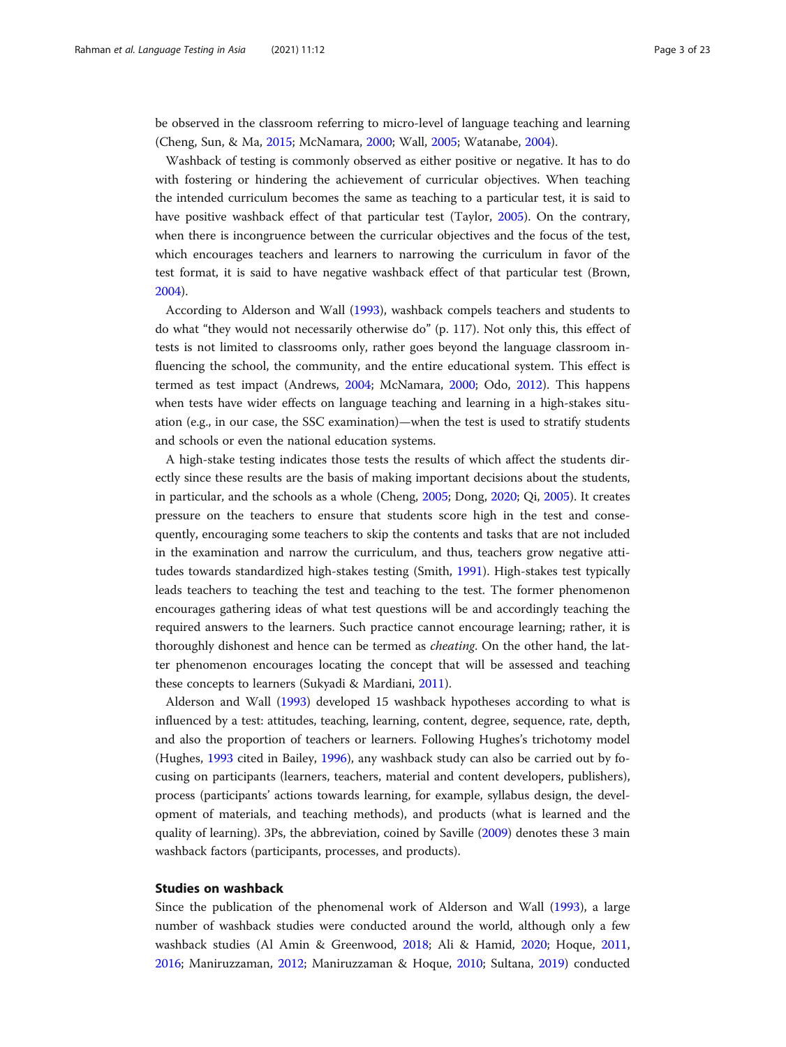be observed in the classroom referring to micro-level of language teaching and learning (Cheng, Sun, & Ma, 2015; McNamara, 2000; Wall, 2005; Watanabe, 2004).

Washback of testing is commonly observed as either positive or negative. It has to do with fostering or hindering the achievement of curricular objectives. When teaching the intended curriculum becomes the same as teaching to a particular test, it is said to have positive washback effect of that particular test (Taylor, 2005). On the contrary, when there is incongruence between the curricular objectives and the focus of the test, which encourages teachers and learners to narrowing the curriculum in favor of the test format, it is said to have negative washback effect of that particular test (Brown, 2004).

According to Alderson and Wall (1993), washback compels teachers and students to do what "they would not necessarily otherwise do" (p. 117). Not only this, this effect of tests is not limited to classrooms only, rather goes beyond the language classroom influencing the school, the community, and the entire educational system. This effect is termed as test impact (Andrews, 2004; McNamara, 2000; Odo, 2012). This happens when tests have wider effects on language teaching and learning in a high-stakes situation (e.g., in our case, the SSC examination)—when the test is used to stratify students and schools or even the national education systems.

A high-stake testing indicates those tests the results of which affect the students directly since these results are the basis of making important decisions about the students, in particular, and the schools as a whole (Cheng, 2005; Dong, 2020; Qi, 2005). It creates pressure on the teachers to ensure that students score high in the test and consequently, encouraging some teachers to skip the contents and tasks that are not included in the examination and narrow the curriculum, and thus, teachers grow negative attitudes towards standardized high-stakes testing (Smith, 1991). High-stakes test typically leads teachers to teaching the test and teaching to the test. The former phenomenon encourages gathering ideas of what test questions will be and accordingly teaching the required answers to the learners. Such practice cannot encourage learning; rather, it is thoroughly dishonest and hence can be termed as *cheating*. On the other hand, the latter phenomenon encourages locating the concept that will be assessed and teaching these concepts to learners (Sukyadi & Mardiani, 2011).

Alderson and Wall (1993) developed 15 washback hypotheses according to what is influenced by a test: attitudes, teaching, learning, content, degree, sequence, rate, depth, and also the proportion of teachers or learners. Following Hughes's trichotomy model (Hughes, 1993 cited in Bailey, 1996), any washback study can also be carried out by focusing on participants (learners, teachers, material and content developers, publishers), process (participants' actions towards learning, for example, syllabus design, the development of materials, and teaching methods), and products (what is learned and the quality of learning). 3Ps, the abbreviation, coined by Saville (2009) denotes these 3 main washback factors (participants, processes, and products).

## Studies on washback

Since the publication of the phenomenal work of Alderson and Wall (1993), a large number of washback studies were conducted around the world, although only a few washback studies (Al Amin & Greenwood, 2018; Ali & Hamid, 2020; Hoque, 2011, 2016; Maniruzzaman, 2012; Maniruzzaman & Hoque, 2010; Sultana, 2019) conducted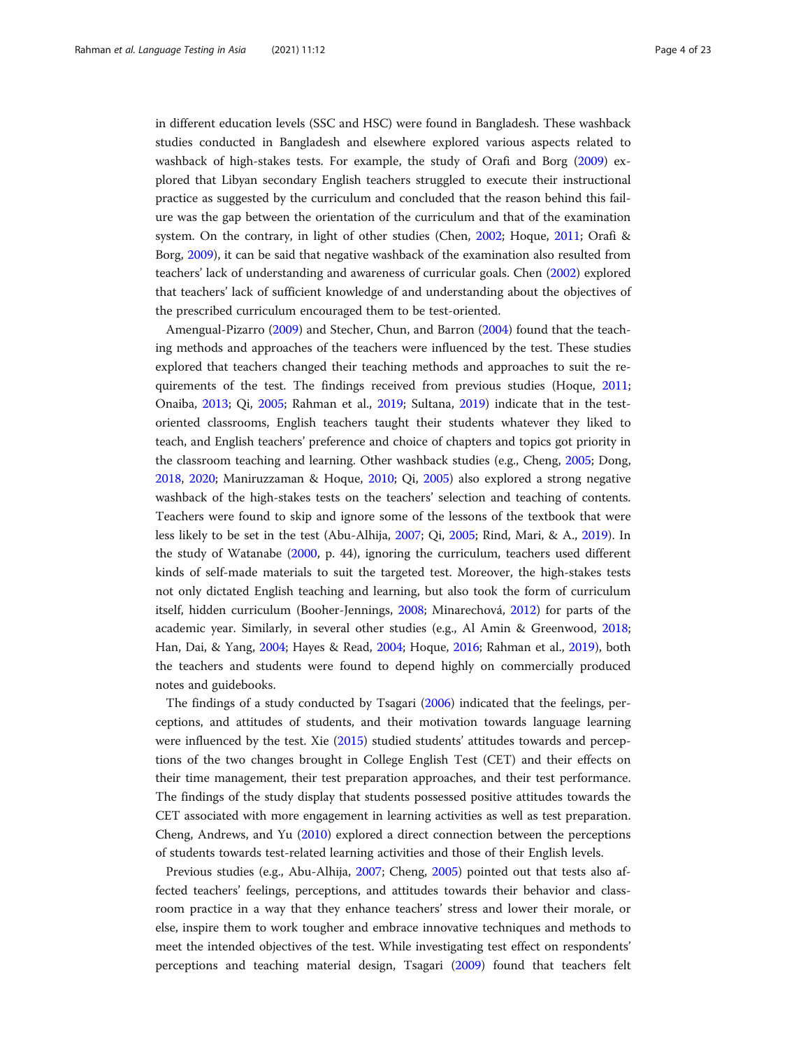in different education levels (SSC and HSC) were found in Bangladesh. These washback studies conducted in Bangladesh and elsewhere explored various aspects related to washback of high-stakes tests. For example, the study of Orafi and Borg (2009) explored that Libyan secondary English teachers struggled to execute their instructional practice as suggested by the curriculum and concluded that the reason behind this failure was the gap between the orientation of the curriculum and that of the examination system. On the contrary, in light of other studies (Chen, 2002; Hoque, 2011; Orafi & Borg, 2009), it can be said that negative washback of the examination also resulted from teachers' lack of understanding and awareness of curricular goals. Chen (2002) explored that teachers' lack of sufficient knowledge of and understanding about the objectives of the prescribed curriculum encouraged them to be test-oriented.

Amengual-Pizarro (2009) and Stecher, Chun, and Barron (2004) found that the teaching methods and approaches of the teachers were influenced by the test. These studies explored that teachers changed their teaching methods and approaches to suit the requirements of the test. The findings received from previous studies (Hoque, 2011; Onaiba, 2013; Qi, 2005; Rahman et al., 2019; Sultana, 2019) indicate that in the test-oriented classrooms, English teachers taught their students whatever they liked to teach, and English teachers' preference and choice of chapters and topics got priority in the classroom teaching and learning. Other washback studies (e.g., Cheng, 2005; Dong, 2018, 2020; Maniruzzaman & Hoque, 2010; Qi, 2005) also explored a strong negative washback of the high-stakes tests on the teachers' selection and teaching of contents. Teachers were found to skip and ignore some of the lessons of the textbook that were less likely to be set in the test (Abu-Alhija, 2007; Qi, 2005; Rind, Mari, & A., 2019). In the study of Watanabe (2000, p. 44), ignoring the curriculum, teachers used different kinds of self-made materials to suit the targeted test. Moreover, the high-stakes tests not only dictated English teaching and learning, but also took the form of curriculum itself, hidden curriculum (Booher-Jennings, 2008; Minarechová, 2012) for parts of the academic year. Similarly, in several other studies (e.g., Al Amin & Greenwood, 2018; Han, Dai, & Yang, 2004; Hayes & Read, 2004; Hoque, 2016; Rahman et al., 2019), both the teachers and students were found to depend highly on commercially produced notes and guidebooks.

The findings of a study conducted by Tsagari (2006) indicated that the feelings, perceptions, and attitudes of students, and their motivation towards language learning were influenced by the test. Xie (2015) studied students' attitudes towards and perceptions of the two changes brought in College English Test (CET) and their effects on their time management, their test preparation approaches, and their test performance. The findings of the study display that students possessed positive attitudes towards the CET associated with more engagement in learning activities as well as test preparation. Cheng, Andrews, and Yu (2010) explored a direct connection between the perceptions of students towards test-related learning activities and those of their English levels.

Previous studies (e.g., Abu-Alhija, 2007; Cheng, 2005) pointed out that tests also affected teachers' feelings, perceptions, and attitudes towards their behavior and classroom practice in a way that they enhance teachers' stress and lower their morale, or else, inspire them to work tougher and embrace innovative techniques and methods to meet the intended objectives of the test. While investigating test effect on respondents' perceptions and teaching material design, Tsagari (2009) found that teachers felt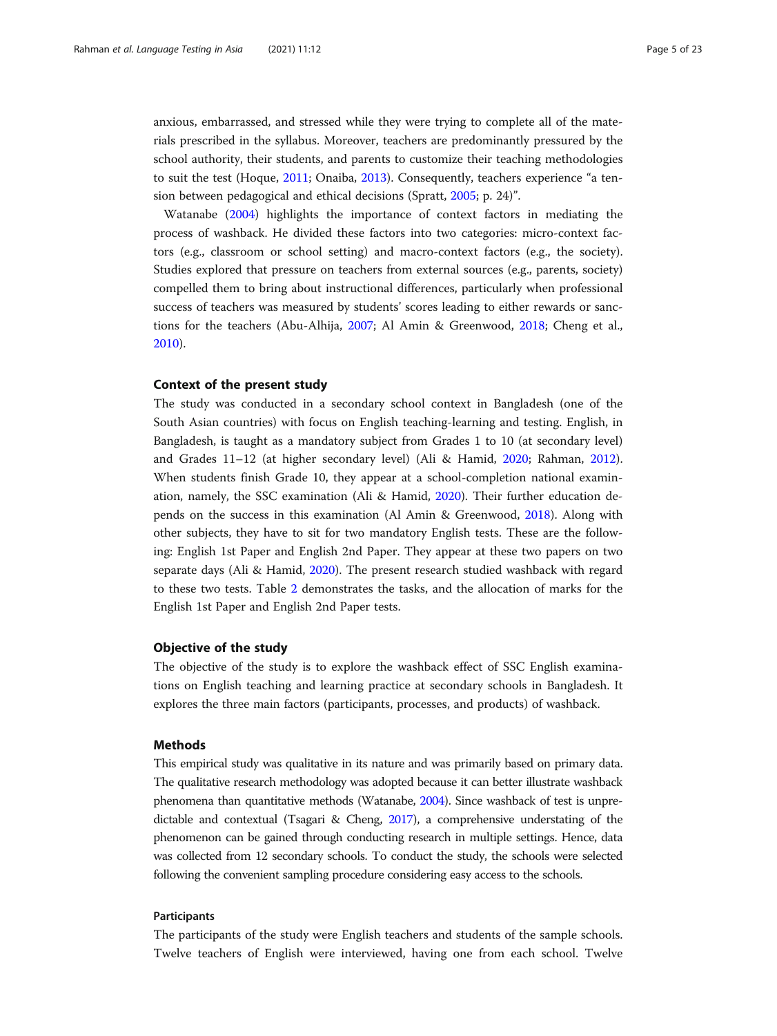anxious, embarrassed, and stressed while they were trying to complete all of the materials prescribed in the syllabus. Moreover, teachers are predominantly pressured by the school authority, their students, and parents to customize their teaching methodologies to suit the test (Hoque, 2011; Onaiba, 2013). Consequently, teachers experience "a tension between pedagogical and ethical decisions (Spratt, 2005; p. 24)".

Watanabe (2004) highlights the importance of context factors in mediating the process of washback. He divided these factors into two categories: micro-context factors (e.g., classroom or school setting) and macro-context factors (e.g., the society). Studies explored that pressure on teachers from external sources (e.g., parents, society) compelled them to bring about instructional differences, particularly when professional success of teachers was measured by students' scores leading to either rewards or sanctions for the teachers (Abu-Alhija, 2007; Al Amin & Greenwood, 2018; Cheng et al., 2010).

## Context of the present study

The study was conducted in a secondary school context in Bangladesh (one of the South Asian countries) with focus on English teaching-learning and testing. English, in Bangladesh, is taught as a mandatory subject from Grades 1 to 10 (at secondary level) and Grades 11–12 (at higher secondary level) (Ali & Hamid, 2020; Rahman, 2012). When students finish Grade 10, they appear at a school-completion national examination, namely, the SSC examination (Ali & Hamid, 2020). Their further education depends on the success in this examination (Al Amin & Greenwood, 2018). Along with other subjects, they have to sit for two mandatory English tests. These are the following: English 1st Paper and English 2nd Paper. They appear at these two papers on two separate days (Ali & Hamid, 2020). The present research studied washback with regard to these two tests. Table 2 demonstrates the tasks, and the allocation of marks for the English 1st Paper and English 2nd Paper tests.

## Objective of the study

The objective of the study is to explore the washback effect of SSC English examinations on English teaching and learning practice at secondary schools in Bangladesh. It explores the three main factors (participants, processes, and products) of washback.

## Methods

This empirical study was qualitative in its nature and was primarily based on primary data. The qualitative research methodology was adopted because it can better illustrate washback phenomena than quantitative methods (Watanabe, 2004). Since washback of test is unpredictable and contextual (Tsagari & Cheng, 2017), a comprehensive understating of the phenomenon can be gained through conducting research in multiple settings. Hence, data was collected from 12 secondary schools. To conduct the study, the schools were selected following the convenient sampling procedure considering easy access to the schools.

### Participants

The participants of the study were English teachers and students of the sample schools. Twelve teachers of English were interviewed, having one from each school. Twelve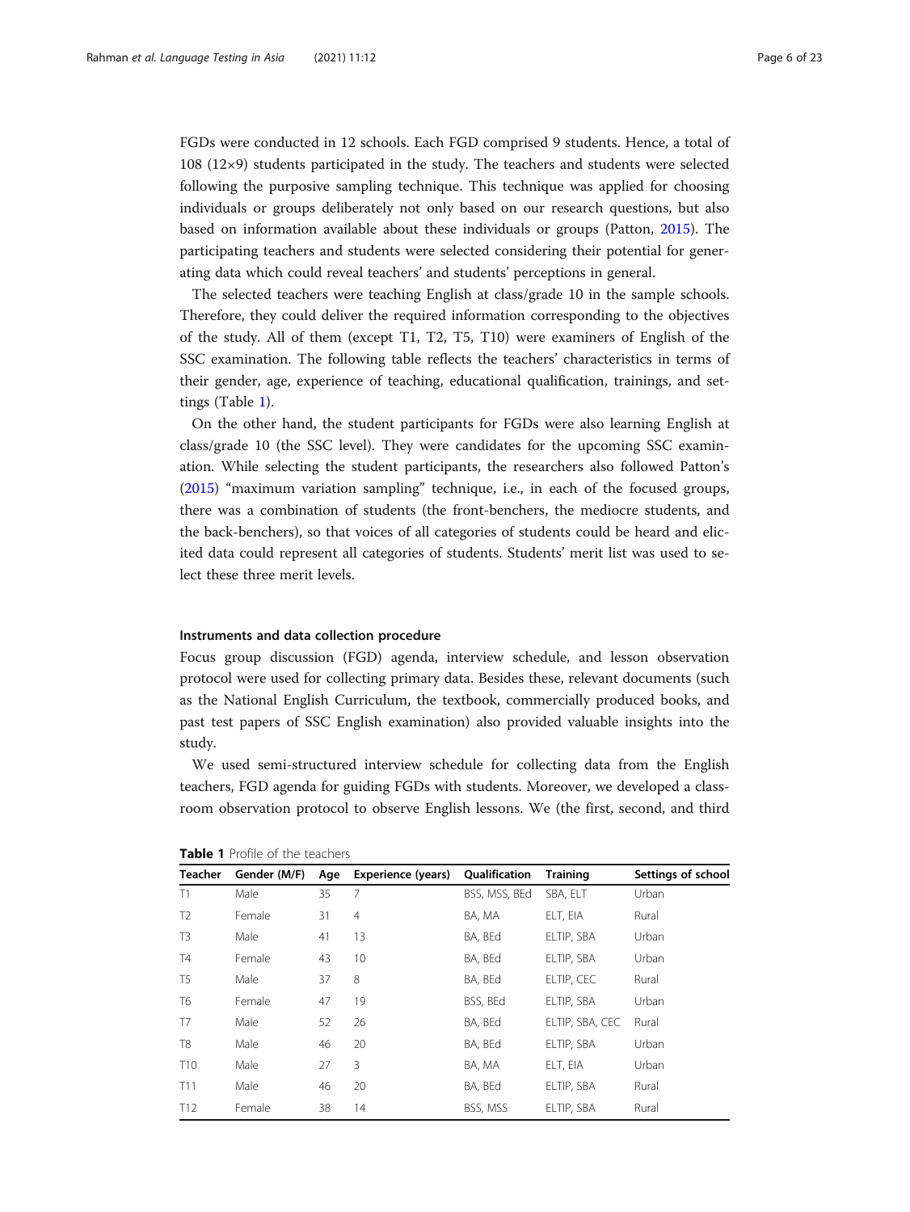FGDs were conducted in 12 schools. Each FGD comprised 9 students. Hence, a total of 108 (12×9) students participated in the study. The teachers and students were selected following the purposive sampling technique. This technique was applied for choosing individuals or groups deliberately not only based on our research questions, but also based on information available about these individuals or groups (Patton, 2015). The participating teachers and students were selected considering their potential for generating data which could reveal teachers' and students' perceptions in general.

The selected teachers were teaching English at class/grade 10 in the sample schools. Therefore, they could deliver the required information corresponding to the objectives of the study. All of them (except T1, T2, T5, T10) were examiners of English of the SSC examination. The following table reflects the teachers' characteristics in terms of their gender, age, experience of teaching, educational qualification, trainings, and settings (Table 1).

On the other hand, the student participants for FGDs were also learning English at class/grade 10 (the SSC level). They were candidates for the upcoming SSC examination. While selecting the student participants, the researchers also followed Patton's (2015) "maximum variation sampling" technique, i.e., in each of the focused groups, there was a combination of students (the front-benchers, the mediocre students, and the back-benchers), so that voices of all categories of students could be heard and elicited data could represent all categories of students. Students' merit list was used to select these three merit levels.

### Instruments and data collection procedure

Focus group discussion (FGD) agenda, interview schedule, and lesson observation protocol were used for collecting primary data. Besides these, relevant documents (such as the National English Curriculum, the textbook, commercially produced books, and past test papers of SSC English examination) also provided valuable insights into the study.

We used semi-structured interview schedule for collecting data from the English teachers, FGD agenda for guiding FGDs with students. Moreover, we developed a classroom observation protocol to observe English lessons. We (the first, second, and third

**Table 1** Profile of the teachers

| Teacher | Gender (M/F) | Age | Experience (years) | Qualification | Training | Settings of school |
|---|---|---|---|---|---|---|
| T1 | Male | 35 | 7 | BSS, MSS, BEd | SBA, ELT | Urban |
| T2 | Female | 31 | 4 | BA, MA | ELT, EIA | Rural |
| T3 | Male | 41 | 13 | BA, BEd | ELTIP, SBA | Urban |
| T4 | Female | 43 | 10 | BA, BEd | ELTIP, SBA | Urban |
| T5 | Male | 37 | 8 | BA, BEd | ELTIP, CEC | Rural |
| T6 | Female | 47 | 19 | BSS, BEd | ELTIP, SBA | Urban |
| T7 | Male | 52 | 26 | BA, BEd | ELTIP, SBA, CEC | Rural |
| T8 | Male | 46 | 20 | BA, BEd | ELTIP, SBA | Urban |
| T10 | Male | 27 | 3 | BA, MA | ELT, EIA | Urban |
| T11 | Male | 46 | 20 | BA, BEd | ELTIP, SBA | Rural |
| T12 | Female | 38 | 14 | BSS, MSS | ELTIP, SBA | Rural |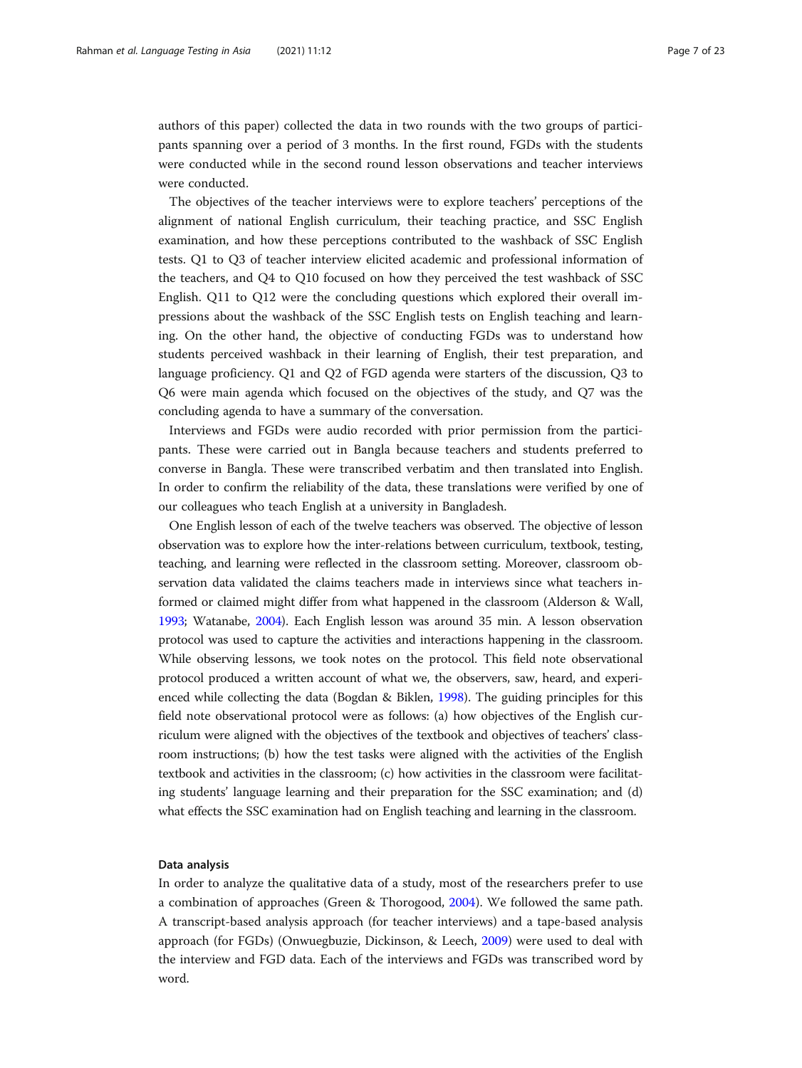authors of this paper) collected the data in two rounds with the two groups of participants spanning over a period of 3 months. In the first round, FGDs with the students were conducted while in the second round lesson observations and teacher interviews were conducted.

The objectives of the teacher interviews were to explore teachers' perceptions of the alignment of national English curriculum, their teaching practice, and SSC English examination, and how these perceptions contributed to the washback of SSC English tests. Q1 to Q3 of teacher interview elicited academic and professional information of the teachers, and Q4 to Q10 focused on how they perceived the test washback of SSC English. Q11 to Q12 were the concluding questions which explored their overall impressions about the washback of the SSC English tests on English teaching and learning. On the other hand, the objective of conducting FGDs was to understand how students perceived washback in their learning of English, their test preparation, and language proficiency. Q1 and Q2 of FGD agenda were starters of the discussion, Q3 to Q6 were main agenda which focused on the objectives of the study, and Q7 was the concluding agenda to have a summary of the conversation.

Interviews and FGDs were audio recorded with prior permission from the participants. These were carried out in Bangla because teachers and students preferred to converse in Bangla. These were transcribed verbatim and then translated into English. In order to confirm the reliability of the data, these translations were verified by one of our colleagues who teach English at a university in Bangladesh.

One English lesson of each of the twelve teachers was observed. The objective of lesson observation was to explore how the inter-relations between curriculum, textbook, testing, teaching, and learning were reflected in the classroom setting. Moreover, classroom observation data validated the claims teachers made in interviews since what teachers informed or claimed might differ from what happened in the classroom (Alderson & Wall, 1993; Watanabe, 2004). Each English lesson was around 35 min. A lesson observation protocol was used to capture the activities and interactions happening in the classroom. While observing lessons, we took notes on the protocol. This field note observational protocol produced a written account of what we, the observers, saw, heard, and experienced while collecting the data (Bogdan & Biklen, 1998). The guiding principles for this field note observational protocol were as follows: (a) how objectives of the English curriculum were aligned with the objectives of the textbook and objectives of teachers' classroom instructions; (b) how the test tasks were aligned with the activities of the English textbook and activities in the classroom; (c) how activities in the classroom were facilitating students' language learning and their preparation for the SSC examination; and (d) what effects the SSC examination had on English teaching and learning in the classroom.

### Data analysis

In order to analyze the qualitative data of a study, most of the researchers prefer to use a combination of approaches (Green & Thorogood, 2004). We followed the same path. A transcript-based analysis approach (for teacher interviews) and a tape-based analysis approach (for FGDs) (Onwuegbuzie, Dickinson, & Leech, 2009) were used to deal with the interview and FGD data. Each of the interviews and FGDs was transcribed word by word.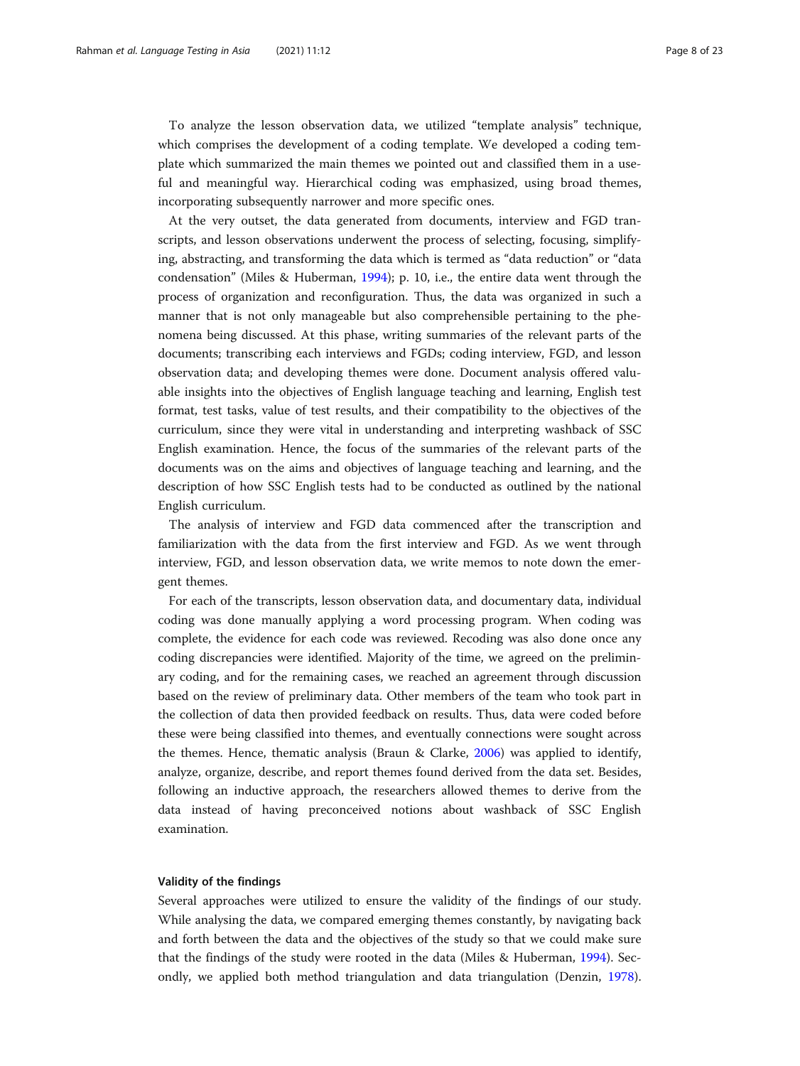To analyze the lesson observation data, we utilized "template analysis" technique, which comprises the development of a coding template. We developed a coding template which summarized the main themes we pointed out and classified them in a useful and meaningful way. Hierarchical coding was emphasized, using broad themes, incorporating subsequently narrower and more specific ones.

At the very outset, the data generated from documents, interview and FGD transcripts, and lesson observations underwent the process of selecting, focusing, simplifying, abstracting, and transforming the data which is termed as "data reduction" or "data condensation" (Miles & Huberman, 1994); p. 10, i.e., the entire data went through the process of organization and reconfiguration. Thus, the data was organized in such a manner that is not only manageable but also comprehensible pertaining to the phenomena being discussed. At this phase, writing summaries of the relevant parts of the documents; transcribing each interviews and FGDs; coding interview, FGD, and lesson observation data; and developing themes were done. Document analysis offered valuable insights into the objectives of English language teaching and learning, English test format, test tasks, value of test results, and their compatibility to the objectives of the curriculum, since they were vital in understanding and interpreting washback of SSC English examination. Hence, the focus of the summaries of the relevant parts of the documents was on the aims and objectives of language teaching and learning, and the description of how SSC English tests had to be conducted as outlined by the national English curriculum.

The analysis of interview and FGD data commenced after the transcription and familiarization with the data from the first interview and FGD. As we went through interview, FGD, and lesson observation data, we write memos to note down the emergent themes.

For each of the transcripts, lesson observation data, and documentary data, individual coding was done manually applying a word processing program. When coding was complete, the evidence for each code was reviewed. Recoding was also done once any coding discrepancies were identified. Majority of the time, we agreed on the preliminary coding, and for the remaining cases, we reached an agreement through discussion based on the review of preliminary data. Other members of the team who took part in the collection of data then provided feedback on results. Thus, data were coded before these were being classified into themes, and eventually connections were sought across the themes. Hence, thematic analysis (Braun & Clarke, 2006) was applied to identify, analyze, organize, describe, and report themes found derived from the data set. Besides, following an inductive approach, the researchers allowed themes to derive from the data instead of having preconceived notions about washback of SSC English examination.

### Validity of the findings

Several approaches were utilized to ensure the validity of the findings of our study. While analysing the data, we compared emerging themes constantly, by navigating back and forth between the data and the objectives of the study so that we could make sure that the findings of the study were rooted in the data (Miles & Huberman, 1994). Secondly, we applied both method triangulation and data triangulation (Denzin, 1978).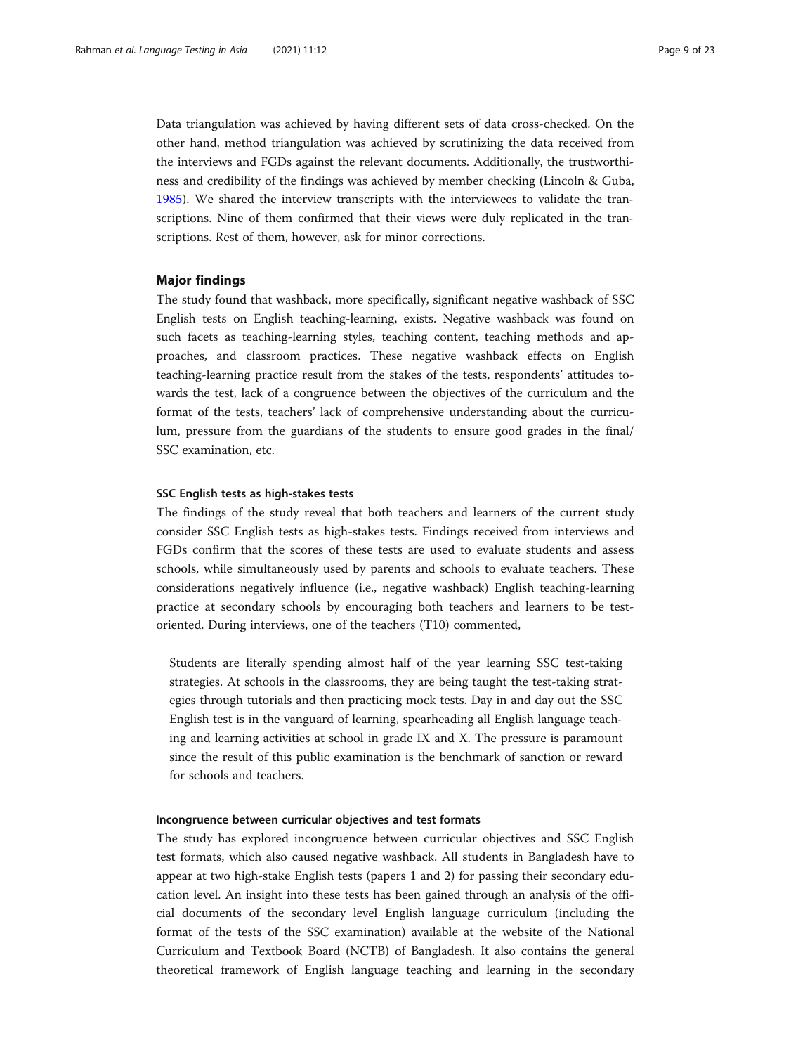Data triangulation was achieved by having different sets of data cross-checked. On the other hand, method triangulation was achieved by scrutinizing the data received from the interviews and FGDs against the relevant documents. Additionally, the trustworthiness and credibility of the findings was achieved by member checking (Lincoln & Guba, 1985). We shared the interview transcripts with the interviewees to validate the transcriptions. Nine of them confirmed that their views were duly replicated in the transcriptions. Rest of them, however, ask for minor corrections.

## Major findings

The study found that washback, more specifically, significant negative washback of SSC English tests on English teaching-learning, exists. Negative washback was found on such facets as teaching-learning styles, teaching content, teaching methods and approaches, and classroom practices. These negative washback effects on English teaching-learning practice result from the stakes of the tests, respondents' attitudes towards the test, lack of a congruence between the objectives of the curriculum and the format of the tests, teachers' lack of comprehensive understanding about the curriculum, pressure from the guardians of the students to ensure good grades in the final/ SSC examination, etc.

### SSC English tests as high-stakes tests

The findings of the study reveal that both teachers and learners of the current study consider SSC English tests as high-stakes tests. Findings received from interviews and FGDs confirm that the scores of these tests are used to evaluate students and assess schools, while simultaneously used by parents and schools to evaluate teachers. These considerations negatively influence (i.e., negative washback) English teaching-learning practice at secondary schools by encouraging both teachers and learners to be test-oriented. During interviews, one of the teachers (T10) commented,

> Students are literally spending almost half of the year learning SSC test-taking strategies. At schools in the classrooms, they are being taught the test-taking strategies through tutorials and then practicing mock tests. Day in and day out the SSC English test is in the vanguard of learning, spearheading all English language teaching and learning activities at school in grade IX and X. The pressure is paramount since the result of this public examination is the benchmark of sanction or reward for schools and teachers.

### Incongruence between curricular objectives and test formats

The study has explored incongruence between curricular objectives and SSC English test formats, which also caused negative washback. All students in Bangladesh have to appear at two high-stake English tests (papers 1 and 2) for passing their secondary education level. An insight into these tests has been gained through an analysis of the official documents of the secondary level English language curriculum (including the format of the tests of the SSC examination) available at the website of the National Curriculum and Textbook Board (NCTB) of Bangladesh. It also contains the general theoretical framework of English language teaching and learning in the secondary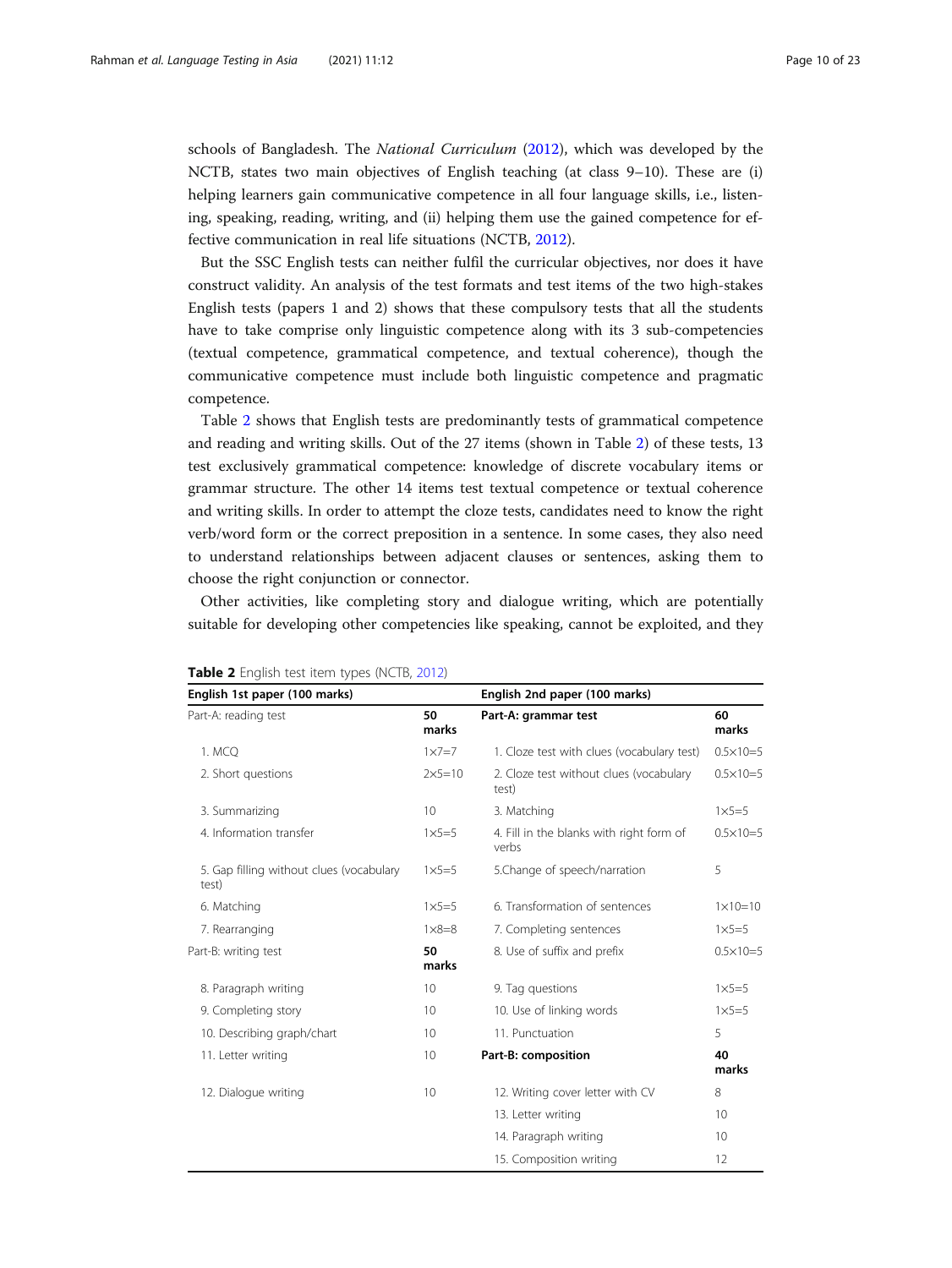schools of Bangladesh. The *National Curriculum* (2012), which was developed by the NCTB, states two main objectives of English teaching (at class 9–10). These are (i) helping learners gain communicative competence in all four language skills, i.e., listening, speaking, reading, writing, and (ii) helping them use the gained competence for effective communication in real life situations (NCTB, 2012).

But the SSC English tests can neither fulfil the curricular objectives, nor does it have construct validity. An analysis of the test formats and test items of the two high-stakes English tests (papers 1 and 2) shows that these compulsory tests that all the students have to take comprise only linguistic competence along with its 3 sub-competencies (textual competence, grammatical competence, and textual coherence), though the communicative competence must include both linguistic competence and pragmatic competence.

Table 2 shows that English tests are predominantly tests of grammatical competence and reading and writing skills. Out of the 27 items (shown in Table 2) of these tests, 13 test exclusively grammatical competence: knowledge of discrete vocabulary items or grammar structure. The other 14 items test textual competence or textual coherence and writing skills. In order to attempt the cloze tests, candidates need to know the right verb/word form or the correct preposition in a sentence. In some cases, they also need to understand relationships between adjacent clauses or sentences, asking them to choose the right conjunction or connector.

Other activities, like completing story and dialogue writing, which are potentially suitable for developing other competencies like speaking, cannot be exploited, and they

**Table 2** English test item types (NCTB, 2012)

| English 1st paper (100 marks) | | English 2nd paper (100 marks) | |
|---|---|---|---|
| Part-A: reading test | 50 marks | **Part-A: grammar test** | 60 marks |
| 1. MCQ | 1×7=7 | 1. Cloze test with clues (vocabulary test) | 0.5×10=5 |
| 2. Short questions | 2×5=10 | 2. Cloze test without clues (vocabulary test) | 0.5×10=5 |
| 3. Summarizing | 10 | 3. Matching | 1×5=5 |
| 4. Information transfer | 1×5=5 | 4. Fill in the blanks with right form of verbs | 0.5×10=5 |
| 5. Gap filling without clues (vocabulary test) | 1×5=5 | 5.Change of speech/narration | 5 |
| 6. Matching | 1×5=5 | 6. Transformation of sentences | 1×10=10 |
| 7. Rearranging | 1×8=8 | 7. Completing sentences | 1×5=5 |
| Part-B: writing test | 50 marks | 8. Use of suffix and prefix | 0.5×10=5 |
| 8. Paragraph writing | 10 | 9. Tag questions | 1×5=5 |
| 9. Completing story | 10 | 10. Use of linking words | 1×5=5 |
| 10. Describing graph/chart | 10 | 11. Punctuation | 5 |
| 11. Letter writing | 10 | **Part-B: composition** | 40 marks |
| 12. Dialogue writing | 10 | 12. Writing cover letter with CV | 8 |
| | | 13. Letter writing | 10 |
| | | 14. Paragraph writing | 10 |
| | | 15. Composition writing | 12 |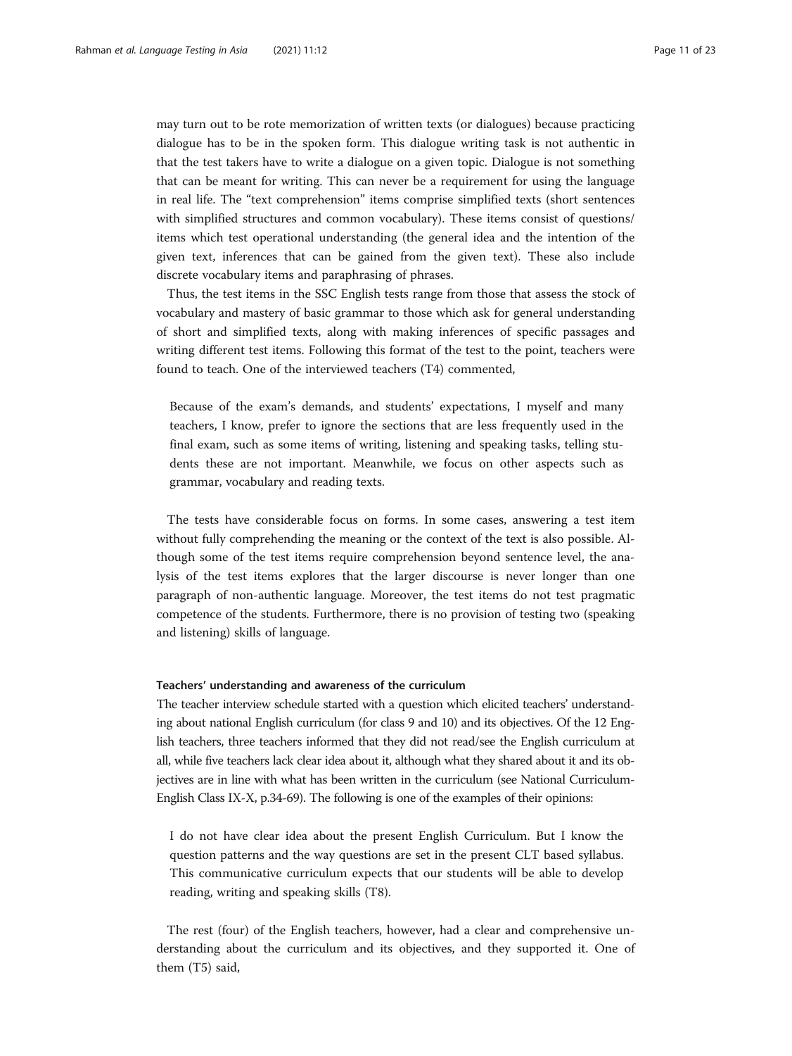may turn out to be rote memorization of written texts (or dialogues) because practicing dialogue has to be in the spoken form. This dialogue writing task is not authentic in that the test takers have to write a dialogue on a given topic. Dialogue is not something that can be meant for writing. This can never be a requirement for using the language in real life. The "text comprehension" items comprise simplified texts (short sentences with simplified structures and common vocabulary). These items consist of questions/items which test operational understanding (the general idea and the intention of the given text, inferences that can be gained from the given text). These also include discrete vocabulary items and paraphrasing of phrases.

Thus, the test items in the SSC English tests range from those that assess the stock of vocabulary and mastery of basic grammar to those which ask for general understanding of short and simplified texts, along with making inferences of specific passages and writing different test items. Following this format of the test to the point, teachers were found to teach. One of the interviewed teachers (T4) commented,

> Because of the exam's demands, and students' expectations, I myself and many teachers, I know, prefer to ignore the sections that are less frequently used in the final exam, such as some items of writing, listening and speaking tasks, telling students these are not important. Meanwhile, we focus on other aspects such as grammar, vocabulary and reading texts.

The tests have considerable focus on forms. In some cases, answering a test item without fully comprehending the meaning or the context of the text is also possible. Although some of the test items require comprehension beyond sentence level, the analysis of the test items explores that the larger discourse is never longer than one paragraph of non-authentic language. Moreover, the test items do not test pragmatic competence of the students. Furthermore, there is no provision of testing two (speaking and listening) skills of language.

#### Teachers' understanding and awareness of the curriculum

The teacher interview schedule started with a question which elicited teachers' understanding about national English curriculum (for class 9 and 10) and its objectives. Of the 12 English teachers, three teachers informed that they did not read/see the English curriculum at all, while five teachers lack clear idea about it, although what they shared about it and its objectives are in line with what has been written in the curriculum (see National Curriculum-English Class IX-X, p.34-69). The following is one of the examples of their opinions:

> I do not have clear idea about the present English Curriculum. But I know the question patterns and the way questions are set in the present CLT based syllabus. This communicative curriculum expects that our students will be able to develop reading, writing and speaking skills (T8).

The rest (four) of the English teachers, however, had a clear and comprehensive understanding about the curriculum and its objectives, and they supported it. One of them (T5) said,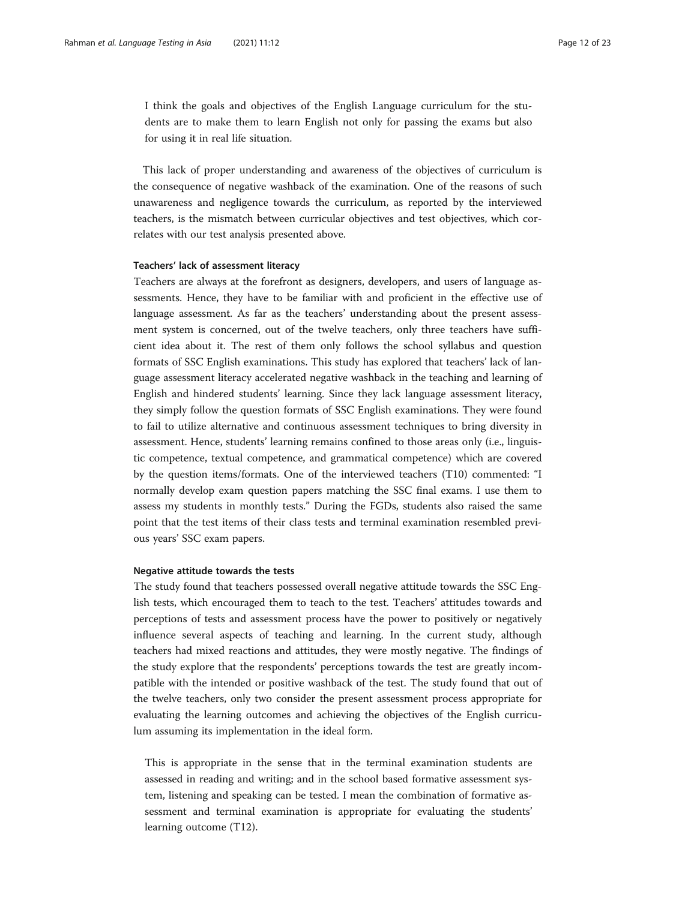> I think the goals and objectives of the English Language curriculum for the students are to make them to learn English not only for passing the exams but also for using it in real life situation.

This lack of proper understanding and awareness of the objectives of curriculum is the consequence of negative washback of the examination. One of the reasons of such unawareness and negligence towards the curriculum, as reported by the interviewed teachers, is the mismatch between curricular objectives and test objectives, which correlates with our test analysis presented above.

#### Teachers' lack of assessment literacy

Teachers are always at the forefront as designers, developers, and users of language assessments. Hence, they have to be familiar with and proficient in the effective use of language assessment. As far as the teachers' understanding about the present assessment system is concerned, out of the twelve teachers, only three teachers have sufficient idea about it. The rest of them only follows the school syllabus and question formats of SSC English examinations. This study has explored that teachers' lack of language assessment literacy accelerated negative washback in the teaching and learning of English and hindered students' learning. Since they lack language assessment literacy, they simply follow the question formats of SSC English examinations. They were found to fail to utilize alternative and continuous assessment techniques to bring diversity in assessment. Hence, students' learning remains confined to those areas only (i.e., linguistic competence, textual competence, and grammatical competence) which are covered by the question items/formats. One of the interviewed teachers (T10) commented: "I normally develop exam question papers matching the SSC final exams. I use them to assess my students in monthly tests." During the FGDs, students also raised the same point that the test items of their class tests and terminal examination resembled previous years' SSC exam papers.

#### Negative attitude towards the tests

The study found that teachers possessed overall negative attitude towards the SSC English tests, which encouraged them to teach to the test. Teachers' attitudes towards and perceptions of tests and assessment process have the power to positively or negatively influence several aspects of teaching and learning. In the current study, although teachers had mixed reactions and attitudes, they were mostly negative. The findings of the study explore that the respondents' perceptions towards the test are greatly incompatible with the intended or positive washback of the test. The study found that out of the twelve teachers, only two consider the present assessment process appropriate for evaluating the learning outcomes and achieving the objectives of the English curriculum assuming its implementation in the ideal form.

> This is appropriate in the sense that in the terminal examination students are assessed in reading and writing; and in the school based formative assessment system, listening and speaking can be tested. I mean the combination of formative assessment and terminal examination is appropriate for evaluating the students' learning outcome (T12).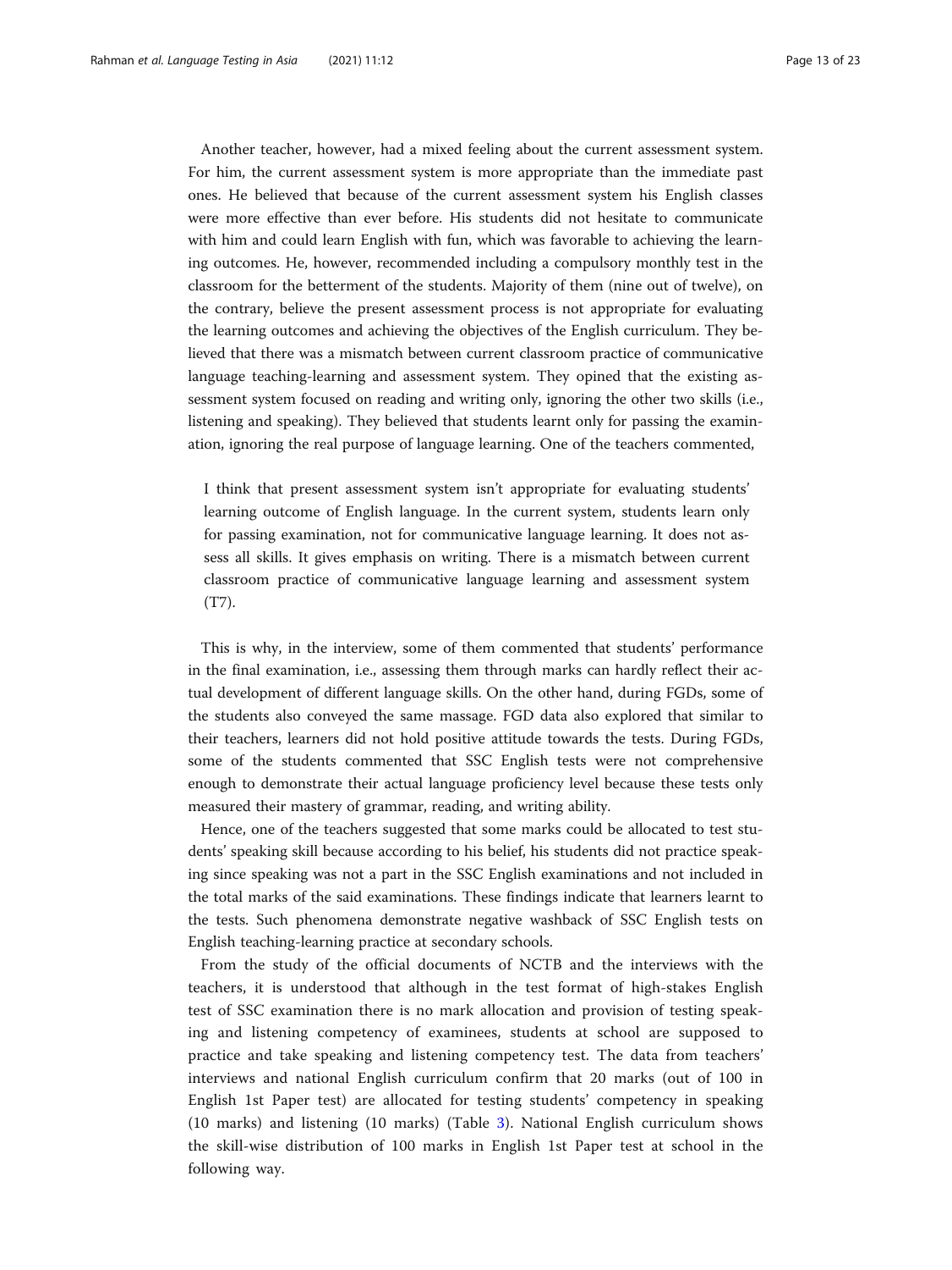Another teacher, however, had a mixed feeling about the current assessment system. For him, the current assessment system is more appropriate than the immediate past ones. He believed that because of the current assessment system his English classes were more effective than ever before. His students did not hesitate to communicate with him and could learn English with fun, which was favorable to achieving the learning outcomes. He, however, recommended including a compulsory monthly test in the classroom for the betterment of the students. Majority of them (nine out of twelve), on the contrary, believe the present assessment process is not appropriate for evaluating the learning outcomes and achieving the objectives of the English curriculum. They believed that there was a mismatch between current classroom practice of communicative language teaching-learning and assessment system. They opined that the existing assessment system focused on reading and writing only, ignoring the other two skills (i.e., listening and speaking). They believed that students learnt only for passing the examination, ignoring the real purpose of language learning. One of the teachers commented,

> I think that present assessment system isn't appropriate for evaluating students' learning outcome of English language. In the current system, students learn only for passing examination, not for communicative language learning. It does not assess all skills. It gives emphasis on writing. There is a mismatch between current classroom practice of communicative language learning and assessment system (T7).

This is why, in the interview, some of them commented that students' performance in the final examination, i.e., assessing them through marks can hardly reflect their actual development of different language skills. On the other hand, during FGDs, some of the students also conveyed the same massage. FGD data also explored that similar to their teachers, learners did not hold positive attitude towards the tests. During FGDs, some of the students commented that SSC English tests were not comprehensive enough to demonstrate their actual language proficiency level because these tests only measured their mastery of grammar, reading, and writing ability.

Hence, one of the teachers suggested that some marks could be allocated to test students' speaking skill because according to his belief, his students did not practice speaking since speaking was not a part in the SSC English examinations and not included in the total marks of the said examinations. These findings indicate that learners learnt to the tests. Such phenomena demonstrate negative washback of SSC English tests on English teaching-learning practice at secondary schools.

From the study of the official documents of NCTB and the interviews with the teachers, it is understood that although in the test format of high-stakes English test of SSC examination there is no mark allocation and provision of testing speaking and listening competency of examinees, students at school are supposed to practice and take speaking and listening competency test. The data from teachers' interviews and national English curriculum confirm that 20 marks (out of 100 in English 1st Paper test) are allocated for testing students' competency in speaking (10 marks) and listening (10 marks) (Table 3). National English curriculum shows the skill-wise distribution of 100 marks in English 1st Paper test at school in the following way.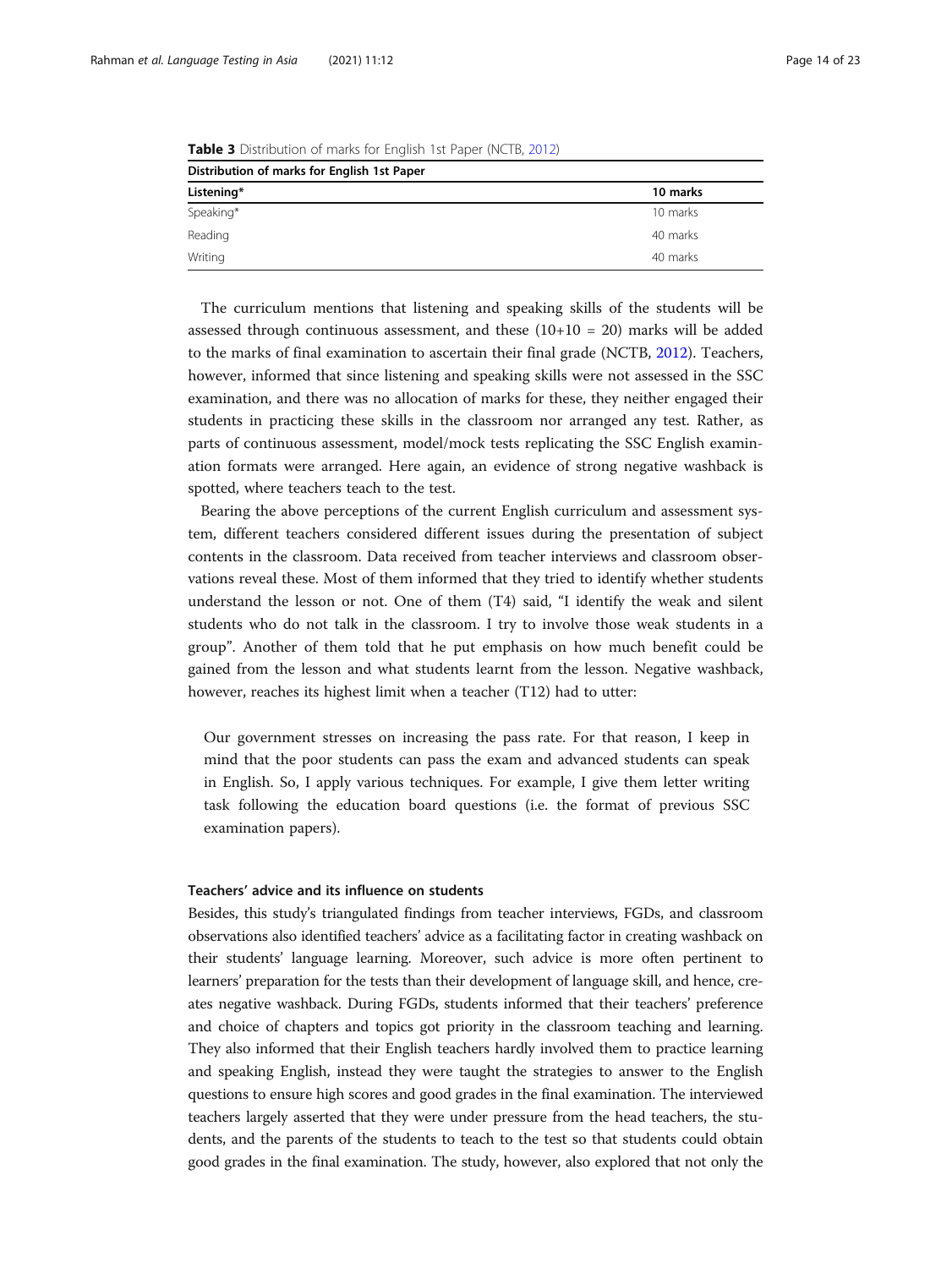**Table 3** Distribution of marks for English 1st Paper (NCTB, 2012)

| Distribution of marks for English 1st Paper | |
|---|---|
| **Listening*** | **10 marks** |
| Speaking* | 10 marks |
| Reading | 40 marks |
| Writing | 40 marks |

The curriculum mentions that listening and speaking skills of the students will be assessed through continuous assessment, and these (10+10 = 20) marks will be added to the marks of final examination to ascertain their final grade (NCTB, 2012). Teachers, however, informed that since listening and speaking skills were not assessed in the SSC examination, and there was no allocation of marks for these, they neither engaged their students in practicing these skills in the classroom nor arranged any test. Rather, as parts of continuous assessment, model/mock tests replicating the SSC English examination formats were arranged. Here again, an evidence of strong negative washback is spotted, where teachers teach to the test.

Bearing the above perceptions of the current English curriculum and assessment system, different teachers considered different issues during the presentation of subject contents in the classroom. Data received from teacher interviews and classroom observations reveal these. Most of them informed that they tried to identify whether students understand the lesson or not. One of them (T4) said, "I identify the weak and silent students who do not talk in the classroom. I try to involve those weak students in a group". Another of them told that he put emphasis on how much benefit could be gained from the lesson and what students learnt from the lesson. Negative washback, however, reaches its highest limit when a teacher (T12) had to utter:

> Our government stresses on increasing the pass rate. For that reason, I keep in mind that the poor students can pass the exam and advanced students can speak in English. So, I apply various techniques. For example, I give them letter writing task following the education board questions (i.e. the format of previous SSC examination papers).

#### Teachers' advice and its influence on students

Besides, this study's triangulated findings from teacher interviews, FGDs, and classroom observations also identified teachers' advice as a facilitating factor in creating washback on their students' language learning. Moreover, such advice is more often pertinent to learners' preparation for the tests than their development of language skill, and hence, creates negative washback. During FGDs, students informed that their teachers' preference and choice of chapters and topics got priority in the classroom teaching and learning. They also informed that their English teachers hardly involved them to practice learning and speaking English, instead they were taught the strategies to answer to the English questions to ensure high scores and good grades in the final examination. The interviewed teachers largely asserted that they were under pressure from the head teachers, the students, and the parents of the students to teach to the test so that students could obtain good grades in the final examination. The study, however, also explored that not only the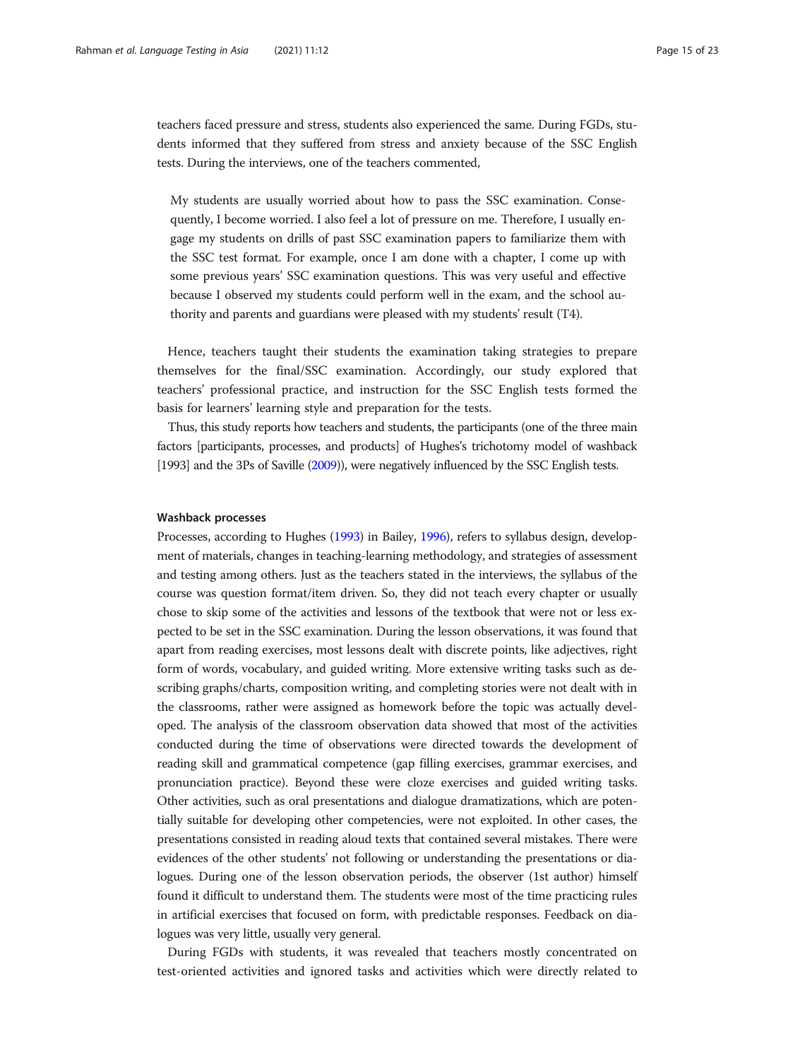teachers faced pressure and stress, students also experienced the same. During FGDs, students informed that they suffered from stress and anxiety because of the SSC English tests. During the interviews, one of the teachers commented,

> My students are usually worried about how to pass the SSC examination. Consequently, I become worried. I also feel a lot of pressure on me. Therefore, I usually engage my students on drills of past SSC examination papers to familiarize them with the SSC test format. For example, once I am done with a chapter, I come up with some previous years' SSC examination questions. This was very useful and effective because I observed my students could perform well in the exam, and the school authority and parents and guardians were pleased with my students' result (T4).

Hence, teachers taught their students the examination taking strategies to prepare themselves for the final/SSC examination. Accordingly, our study explored that teachers' professional practice, and instruction for the SSC English tests formed the basis for learners' learning style and preparation for the tests.

Thus, this study reports how teachers and students, the participants (one of the three main factors [participants, processes, and products] of Hughes's trichotomy model of washback [1993] and the 3Ps of Saville (2009)), were negatively influenced by the SSC English tests.

#### Washback processes

Processes, according to Hughes (1993) in Bailey, 1996), refers to syllabus design, development of materials, changes in teaching-learning methodology, and strategies of assessment and testing among others. Just as the teachers stated in the interviews, the syllabus of the course was question format/item driven. So, they did not teach every chapter or usually chose to skip some of the activities and lessons of the textbook that were not or less expected to be set in the SSC examination. During the lesson observations, it was found that apart from reading exercises, most lessons dealt with discrete points, like adjectives, right form of words, vocabulary, and guided writing. More extensive writing tasks such as describing graphs/charts, composition writing, and completing stories were not dealt with in the classrooms, rather were assigned as homework before the topic was actually developed. The analysis of the classroom observation data showed that most of the activities conducted during the time of observations were directed towards the development of reading skill and grammatical competence (gap filling exercises, grammar exercises, and pronunciation practice). Beyond these were cloze exercises and guided writing tasks. Other activities, such as oral presentations and dialogue dramatizations, which are potentially suitable for developing other competencies, were not exploited. In other cases, the presentations consisted in reading aloud texts that contained several mistakes. There were evidences of the other students' not following or understanding the presentations or dialogues. During one of the lesson observation periods, the observer (1st author) himself found it difficult to understand them. The students were most of the time practicing rules in artificial exercises that focused on form, with predictable responses. Feedback on dialogues was very little, usually very general.

During FGDs with students, it was revealed that teachers mostly concentrated on test-oriented activities and ignored tasks and activities which were directly related to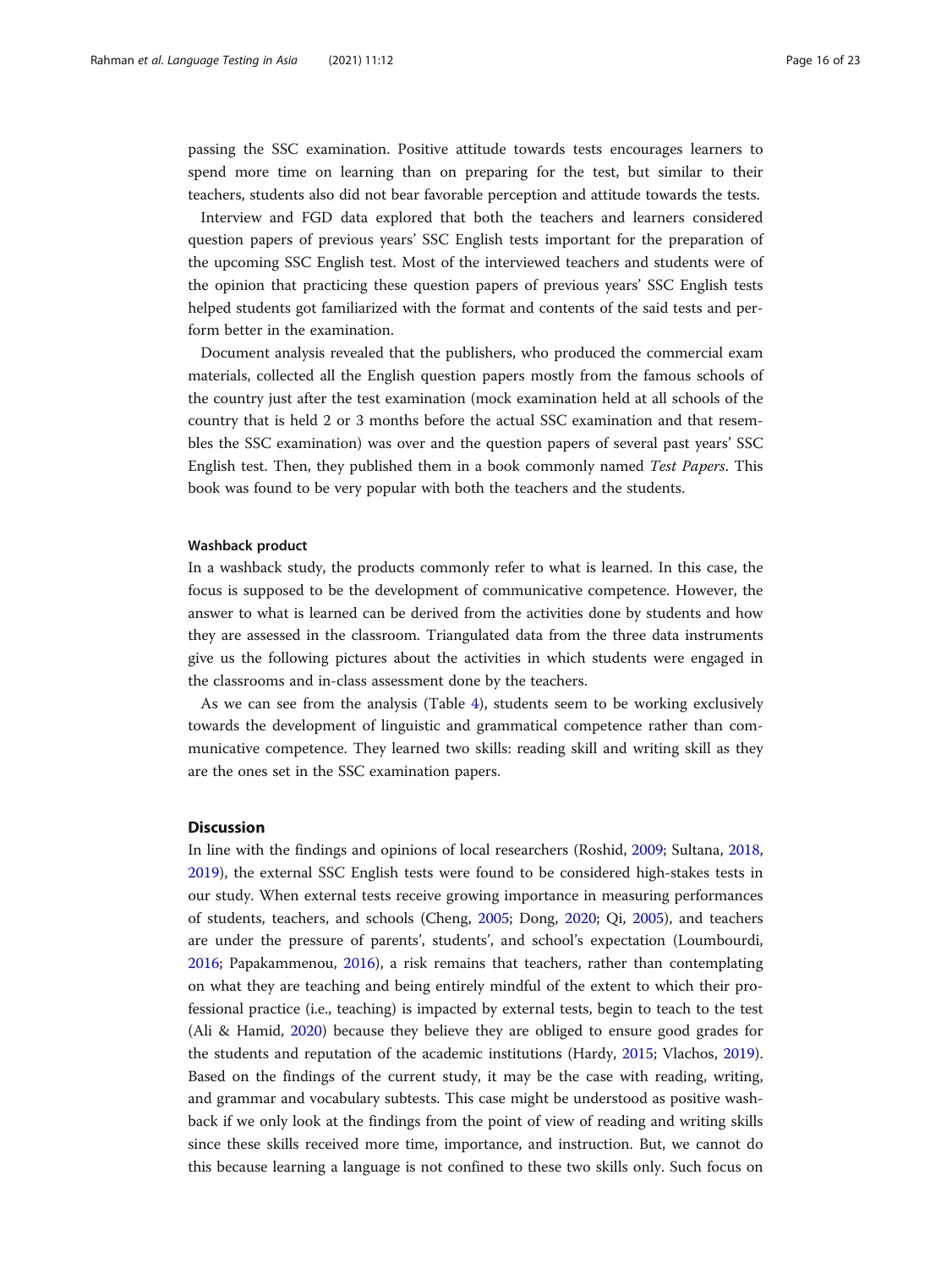passing the SSC examination. Positive attitude towards tests encourages learners to spend more time on learning than on preparing for the test, but similar to their teachers, students also did not bear favorable perception and attitude towards the tests.

Interview and FGD data explored that both the teachers and learners considered question papers of previous years' SSC English tests important for the preparation of the upcoming SSC English test. Most of the interviewed teachers and students were of the opinion that practicing these question papers of previous years' SSC English tests helped students got familiarized with the format and contents of the said tests and perform better in the examination.

Document analysis revealed that the publishers, who produced the commercial exam materials, collected all the English question papers mostly from the famous schools of the country just after the test examination (mock examination held at all schools of the country that is held 2 or 3 months before the actual SSC examination and that resembles the SSC examination) was over and the question papers of several past years' SSC English test. Then, they published them in a book commonly named *Test Papers*. This book was found to be very popular with both the teachers and the students.

#### Washback product

In a washback study, the products commonly refer to what is learned. In this case, the focus is supposed to be the development of communicative competence. However, the answer to what is learned can be derived from the activities done by students and how they are assessed in the classroom. Triangulated data from the three data instruments give us the following pictures about the activities in which students were engaged in the classrooms and in-class assessment done by the teachers.

As we can see from the analysis (Table 4), students seem to be working exclusively towards the development of linguistic and grammatical competence rather than communicative competence. They learned two skills: reading skill and writing skill as they are the ones set in the SSC examination papers.

## Discussion

In line with the findings and opinions of local researchers (Roshid, 2009; Sultana, 2018, 2019), the external SSC English tests were found to be considered high-stakes tests in our study. When external tests receive growing importance in measuring performances of students, teachers, and schools (Cheng, 2005; Dong, 2020; Qi, 2005), and teachers are under the pressure of parents', students', and school's expectation (Loumbourdi, 2016; Papakammenou, 2016), a risk remains that teachers, rather than contemplating on what they are teaching and being entirely mindful of the extent to which their professional practice (i.e., teaching) is impacted by external tests, begin to teach to the test (Ali & Hamid, 2020) because they believe they are obliged to ensure good grades for the students and reputation of the academic institutions (Hardy, 2015; Vlachos, 2019). Based on the findings of the current study, it may be the case with reading, writing, and grammar and vocabulary subtests. This case might be understood as positive washback if we only look at the findings from the point of view of reading and writing skills since these skills received more time, importance, and instruction. But, we cannot do this because learning a language is not confined to these two skills only. Such focus on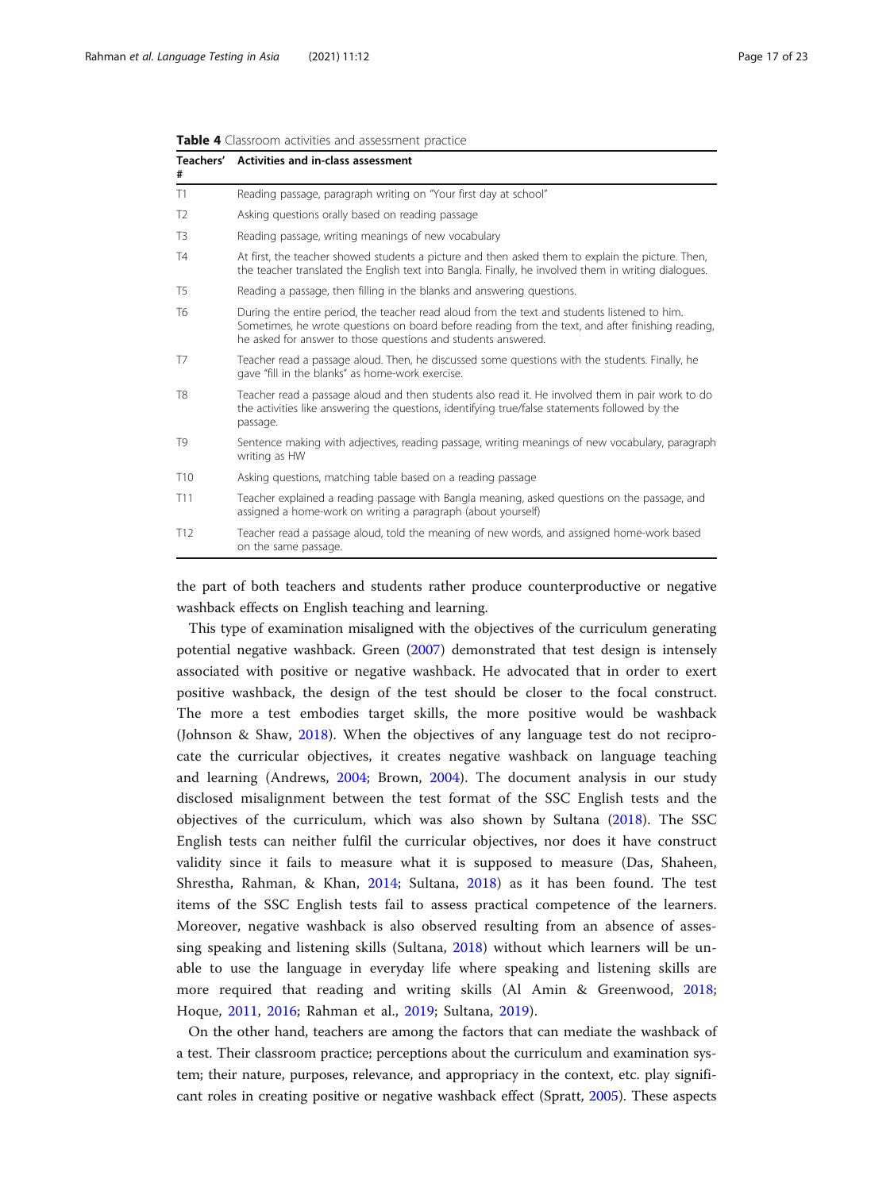**Table 4** Classroom activities and assessment practice

| Teachers' # | Activities and in-class assessment |
|---|---|
| T1 | Reading passage, paragraph writing on "Your first day at school" |
| T2 | Asking questions orally based on reading passage |
| T3 | Reading passage, writing meanings of new vocabulary |
| T4 | At first, the teacher showed students a picture and then asked them to explain the picture. Then, the teacher translated the English text into Bangla. Finally, he involved them in writing dialogues. |
| T5 | Reading a passage, then filling in the blanks and answering questions. |
| T6 | During the entire period, the teacher read aloud from the text and students listened to him. Sometimes, he wrote questions on board before reading from the text, and after finishing reading, he asked for answer to those questions and students answered. |
| T7 | Teacher read a passage aloud. Then, he discussed some questions with the students. Finally, he gave "fill in the blanks" as home-work exercise. |
| T8 | Teacher read a passage aloud and then students also read it. He involved them in pair work to do the activities like answering the questions, identifying true/false statements followed by the passage. |
| T9 | Sentence making with adjectives, reading passage, writing meanings of new vocabulary, paragraph writing as HW |
| T10 | Asking questions, matching table based on a reading passage |
| T11 | Teacher explained a reading passage with Bangla meaning, asked questions on the passage, and assigned a home-work on writing a paragraph (about yourself) |
| T12 | Teacher read a passage aloud, told the meaning of new words, and assigned home-work based on the same passage. |

the part of both teachers and students rather produce counterproductive or negative washback effects on English teaching and learning.

This type of examination misaligned with the objectives of the curriculum generating potential negative washback. Green (2007) demonstrated that test design is intensely associated with positive or negative washback. He advocated that in order to exert positive washback, the design of the test should be closer to the focal construct. The more a test embodies target skills, the more positive would be washback (Johnson & Shaw, 2018). When the objectives of any language test do not reciprocate the curricular objectives, it creates negative washback on language teaching and learning (Andrews, 2004; Brown, 2004). The document analysis in our study disclosed misalignment between the test format of the SSC English tests and the objectives of the curriculum, which was also shown by Sultana (2018). The SSC English tests can neither fulfil the curricular objectives, nor does it have construct validity since it fails to measure what it is supposed to measure (Das, Shaheen, Shrestha, Rahman, & Khan, 2014; Sultana, 2018) as it has been found. The test items of the SSC English tests fail to assess practical competence of the learners. Moreover, negative washback is also observed resulting from an absence of assessing speaking and listening skills (Sultana, 2018) without which learners will be unable to use the language in everyday life where speaking and listening skills are more required that reading and writing skills (Al Amin & Greenwood, 2018; Hoque, 2011, 2016; Rahman et al., 2019; Sultana, 2019).

On the other hand, teachers are among the factors that can mediate the washback of a test. Their classroom practice; perceptions about the curriculum and examination system; their nature, purposes, relevance, and appropriacy in the context, etc. play significant roles in creating positive or negative washback effect (Spratt, 2005). These aspects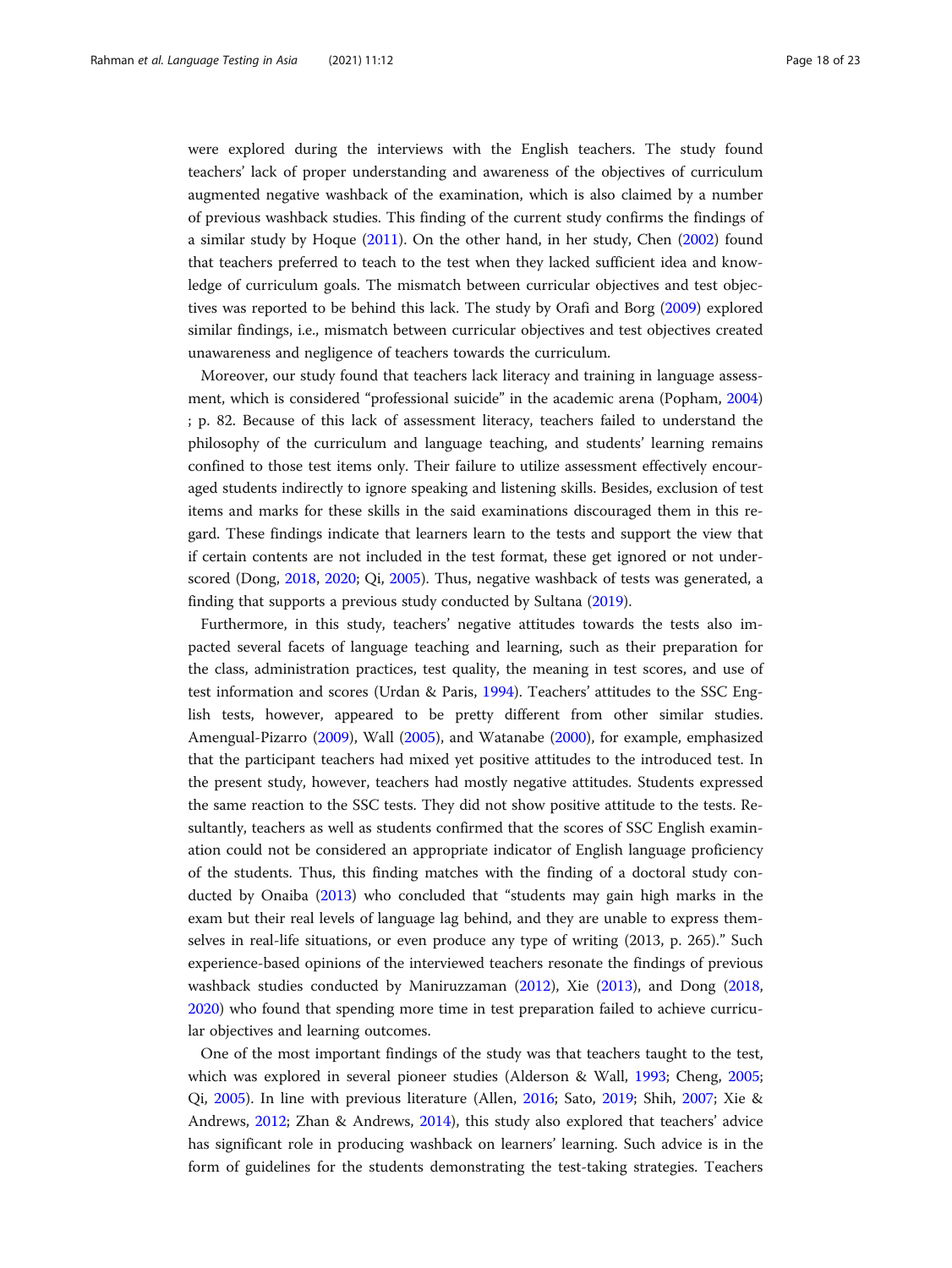were explored during the interviews with the English teachers. The study found teachers' lack of proper understanding and awareness of the objectives of curriculum augmented negative washback of the examination, which is also claimed by a number of previous washback studies. This finding of the current study confirms the findings of a similar study by Hoque (2011). On the other hand, in her study, Chen (2002) found that teachers preferred to teach to the test when they lacked sufficient idea and knowledge of curriculum goals. The mismatch between curricular objectives and test objectives was reported to be behind this lack. The study by Orafi and Borg (2009) explored similar findings, i.e., mismatch between curricular objectives and test objectives created unawareness and negligence of teachers towards the curriculum.

Moreover, our study found that teachers lack literacy and training in language assessment, which is considered "professional suicide" in the academic arena (Popham, 2004) ; p. 82. Because of this lack of assessment literacy, teachers failed to understand the philosophy of the curriculum and language teaching, and students' learning remains confined to those test items only. Their failure to utilize assessment effectively encouraged students indirectly to ignore speaking and listening skills. Besides, exclusion of test items and marks for these skills in the said examinations discouraged them in this regard. These findings indicate that learners learn to the tests and support the view that if certain contents are not included in the test format, these get ignored or not underscored (Dong, 2018, 2020; Qi, 2005). Thus, negative washback of tests was generated, a finding that supports a previous study conducted by Sultana (2019).

Furthermore, in this study, teachers' negative attitudes towards the tests also impacted several facets of language teaching and learning, such as their preparation for the class, administration practices, test quality, the meaning in test scores, and use of test information and scores (Urdan & Paris, 1994). Teachers' attitudes to the SSC English tests, however, appeared to be pretty different from other similar studies. Amengual-Pizarro (2009), Wall (2005), and Watanabe (2000), for example, emphasized that the participant teachers had mixed yet positive attitudes to the introduced test. In the present study, however, teachers had mostly negative attitudes. Students expressed the same reaction to the SSC tests. They did not show positive attitude to the tests. Resultantly, teachers as well as students confirmed that the scores of SSC English examination could not be considered an appropriate indicator of English language proficiency of the students. Thus, this finding matches with the finding of a doctoral study conducted by Onaiba (2013) who concluded that "students may gain high marks in the exam but their real levels of language lag behind, and they are unable to express themselves in real-life situations, or even produce any type of writing (2013, p. 265)." Such experience-based opinions of the interviewed teachers resonate the findings of previous washback studies conducted by Maniruzzaman (2012), Xie (2013), and Dong (2018, 2020) who found that spending more time in test preparation failed to achieve curricular objectives and learning outcomes.

One of the most important findings of the study was that teachers taught to the test, which was explored in several pioneer studies (Alderson & Wall, 1993; Cheng, 2005; Qi, 2005). In line with previous literature (Allen, 2016; Sato, 2019; Shih, 2007; Xie & Andrews, 2012; Zhan & Andrews, 2014), this study also explored that teachers' advice has significant role in producing washback on learners' learning. Such advice is in the form of guidelines for the students demonstrating the test-taking strategies. Teachers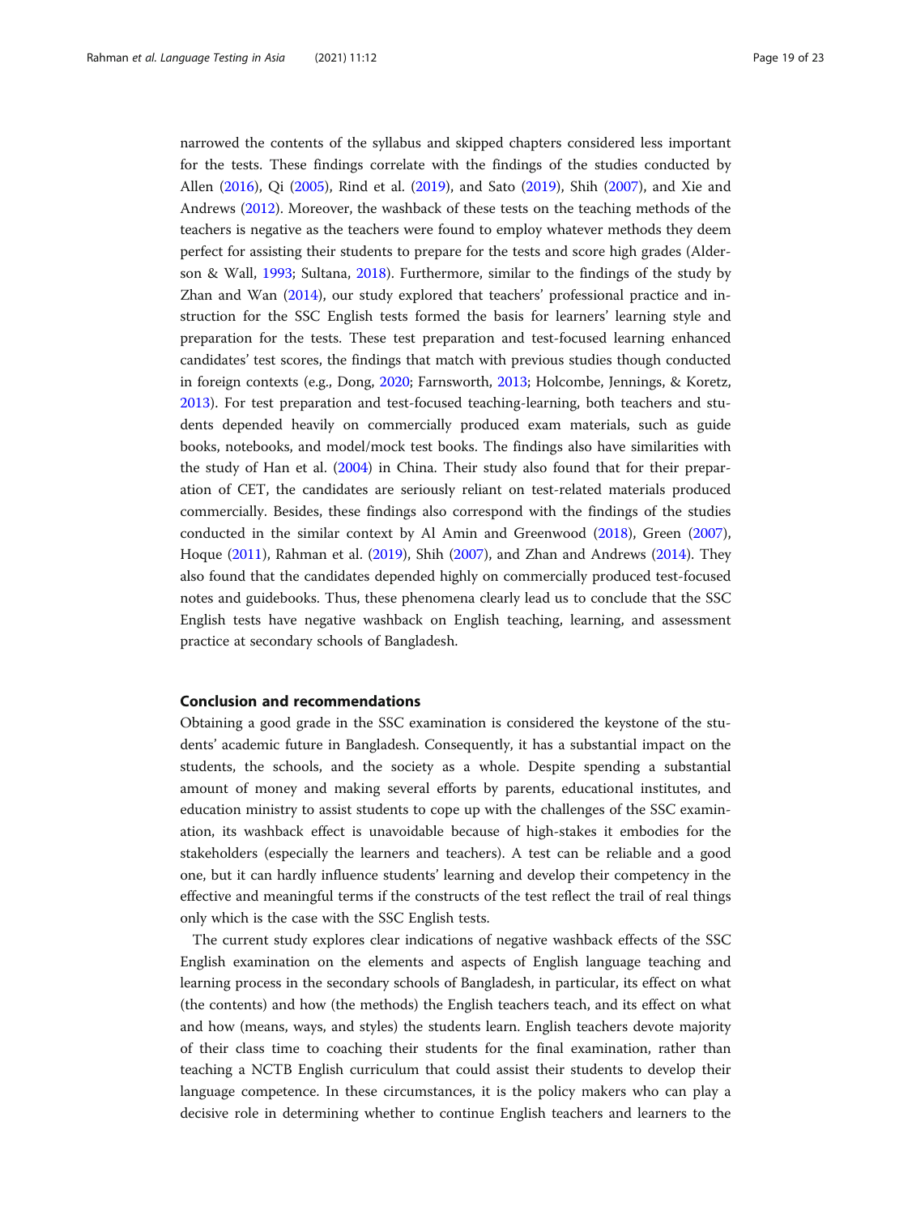narrowed the contents of the syllabus and skipped chapters considered less important for the tests. These findings correlate with the findings of the studies conducted by Allen (2016), Qi (2005), Rind et al. (2019), and Sato (2019), Shih (2007), and Xie and Andrews (2012). Moreover, the washback of these tests on the teaching methods of the teachers is negative as the teachers were found to employ whatever methods they deem perfect for assisting their students to prepare for the tests and score high grades (Alderson & Wall, 1993; Sultana, 2018). Furthermore, similar to the findings of the study by Zhan and Wan (2014), our study explored that teachers' professional practice and instruction for the SSC English tests formed the basis for learners' learning style and preparation for the tests. These test preparation and test-focused learning enhanced candidates' test scores, the findings that match with previous studies though conducted in foreign contexts (e.g., Dong, 2020; Farnsworth, 2013; Holcombe, Jennings, & Koretz, 2013). For test preparation and test-focused teaching-learning, both teachers and students depended heavily on commercially produced exam materials, such as guide books, notebooks, and model/mock test books. The findings also have similarities with the study of Han et al. (2004) in China. Their study also found that for their preparation of CET, the candidates are seriously reliant on test-related materials produced commercially. Besides, these findings also correspond with the findings of the studies conducted in the similar context by Al Amin and Greenwood (2018), Green (2007), Hoque (2011), Rahman et al. (2019), Shih (2007), and Zhan and Andrews (2014). They also found that the candidates depended highly on commercially produced test-focused notes and guidebooks. Thus, these phenomena clearly lead us to conclude that the SSC English tests have negative washback on English teaching, learning, and assessment practice at secondary schools of Bangladesh.

## Conclusion and recommendations

Obtaining a good grade in the SSC examination is considered the keystone of the students' academic future in Bangladesh. Consequently, it has a substantial impact on the students, the schools, and the society as a whole. Despite spending a substantial amount of money and making several efforts by parents, educational institutes, and education ministry to assist students to cope up with the challenges of the SSC examination, its washback effect is unavoidable because of high-stakes it embodies for the stakeholders (especially the learners and teachers). A test can be reliable and a good one, but it can hardly influence students' learning and develop their competency in the effective and meaningful terms if the constructs of the test reflect the trail of real things only which is the case with the SSC English tests.

The current study explores clear indications of negative washback effects of the SSC English examination on the elements and aspects of English language teaching and learning process in the secondary schools of Bangladesh, in particular, its effect on what (the contents) and how (the methods) the English teachers teach, and its effect on what and how (means, ways, and styles) the students learn. English teachers devote majority of their class time to coaching their students for the final examination, rather than teaching a NCTB English curriculum that could assist their students to develop their language competence. In these circumstances, it is the policy makers who can play a decisive role in determining whether to continue English teachers and learners to the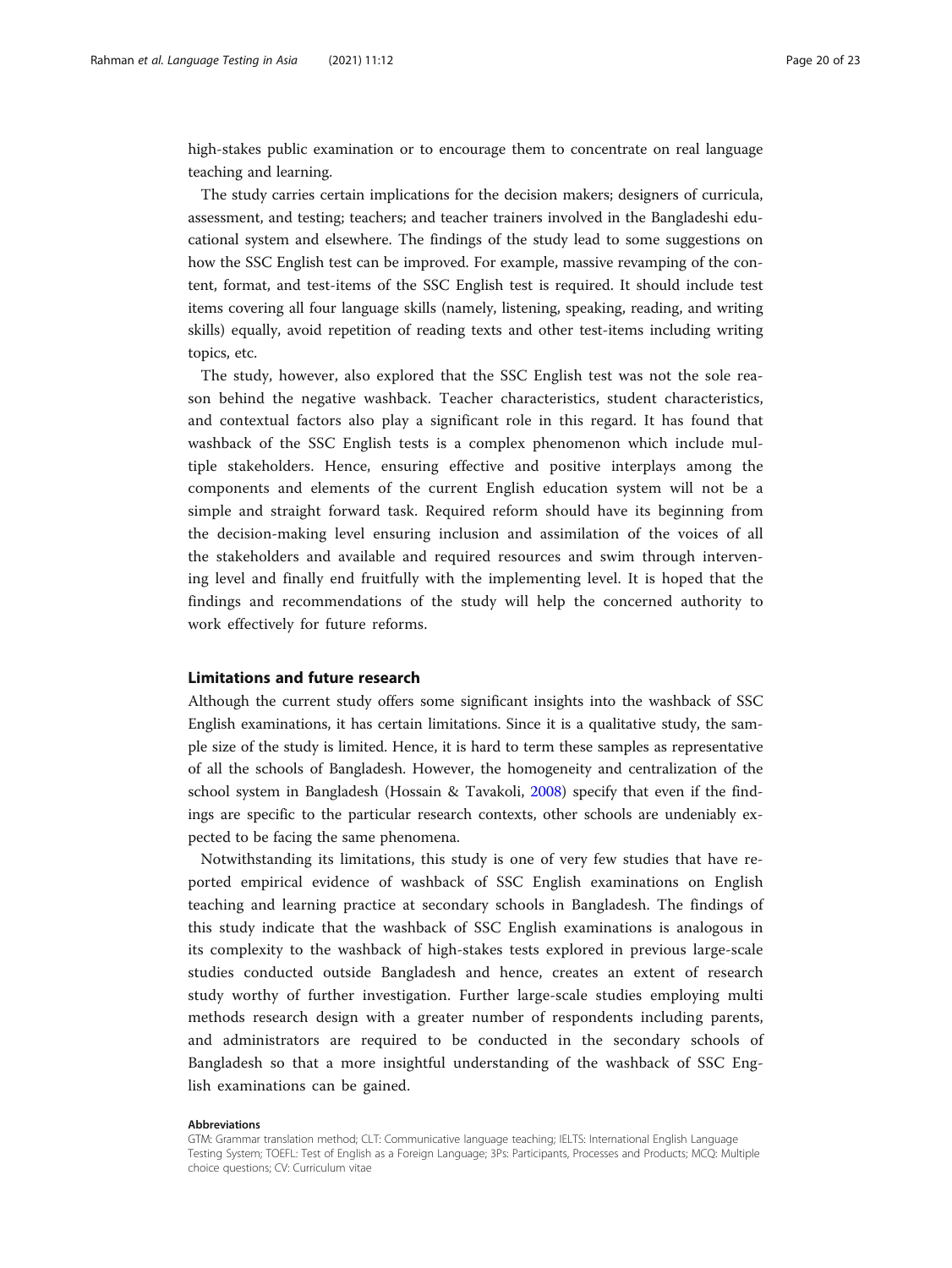high-stakes public examination or to encourage them to concentrate on real language teaching and learning.

The study carries certain implications for the decision makers; designers of curricula, assessment, and testing; teachers; and teacher trainers involved in the Bangladeshi educational system and elsewhere. The findings of the study lead to some suggestions on how the SSC English test can be improved. For example, massive revamping of the content, format, and test-items of the SSC English test is required. It should include test items covering all four language skills (namely, listening, speaking, reading, and writing skills) equally, avoid repetition of reading texts and other test-items including writing topics, etc.

The study, however, also explored that the SSC English test was not the sole reason behind the negative washback. Teacher characteristics, student characteristics, and contextual factors also play a significant role in this regard. It has found that washback of the SSC English tests is a complex phenomenon which include multiple stakeholders. Hence, ensuring effective and positive interplays among the components and elements of the current English education system will not be a simple and straight forward task. Required reform should have its beginning from the decision-making level ensuring inclusion and assimilation of the voices of all the stakeholders and available and required resources and swim through intervening level and finally end fruitfully with the implementing level. It is hoped that the findings and recommendations of the study will help the concerned authority to work effectively for future reforms.

## Limitations and future research

Although the current study offers some significant insights into the washback of SSC English examinations, it has certain limitations. Since it is a qualitative study, the sample size of the study is limited. Hence, it is hard to term these samples as representative of all the schools of Bangladesh. However, the homogeneity and centralization of the school system in Bangladesh (Hossain & Tavakoli, 2008) specify that even if the findings are specific to the particular research contexts, other schools are undeniably expected to be facing the same phenomena.

Notwithstanding its limitations, this study is one of very few studies that have reported empirical evidence of washback of SSC English examinations on English teaching and learning practice at secondary schools in Bangladesh. The findings of this study indicate that the washback of SSC English examinations is analogous in its complexity to the washback of high-stakes tests explored in previous large-scale studies conducted outside Bangladesh and hence, creates an extent of research study worthy of further investigation. Further large-scale studies employing multi methods research design with a greater number of respondents including parents, and administrators are required to be conducted in the secondary schools of Bangladesh so that a more insightful understanding of the washback of SSC English examinations can be gained.

#### Abbreviations

GTM: Grammar translation method; CLT: Communicative language teaching; IELTS: International English Language Testing System; TOEFL: Test of English as a Foreign Language; 3Ps: Participants, Processes and Products; MCQ: Multiple choice questions; CV: Curriculum vitae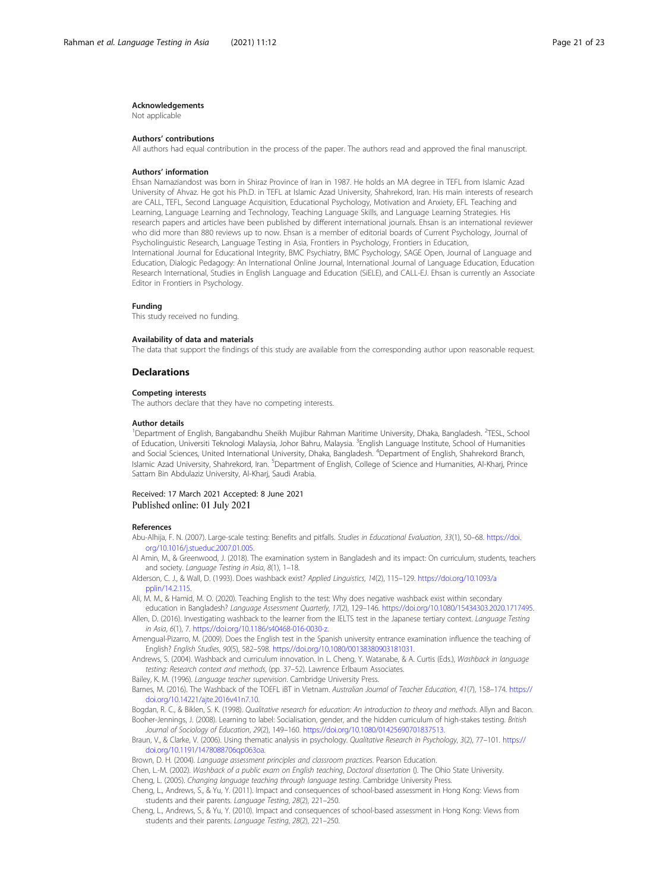### Acknowledgements

Not applicable

### Authors' contributions

All authors had equal contribution in the process of the paper. The authors read and approved the final manuscript.

### Authors' information

Ehsan Namaziandost was born in Shiraz Province of Iran in 1987. He holds an MA degree in TEFL from Islamic Azad University of Ahvaz. He got his Ph.D. in TEFL at Islamic Azad University, Shahrekord, Iran. His main interests of research are CALL, TEFL, Second Language Acquisition, Educational Psychology, Motivation and Anxiety, EFL Teaching and Learning, Language Learning and Technology, Teaching Language Skills, and Language Learning Strategies. His research papers and articles have been published by different international journals. Ehsan is an international reviewer who did more than 880 reviews up to now. Ehsan is a member of editorial boards of Current Psychology, Journal of Psycholinguistic Research, Language Testing in Asia, Frontiers in Psychology, Frontiers in Education, International Journal for Educational Integrity, BMC Psychiatry, BMC Psychology, SAGE Open, Journal of Language and Education, Dialogic Pedagogy: An International Online Journal, International Journal of Language Education, Education Research International, Studies in English Language and Education (SiELE), and CALL-EJ. Ehsan is currently an Associate Editor in Frontiers in Psychology.

### Funding

This study received no funding.

### Availability of data and materials

The data that support the findings of this study are available from the corresponding author upon reasonable request.

## Declarations

### Competing interests

The authors declare that they have no competing interests.

### Author details

[1]Department of English, Bangabandhu Sheikh Mujibur Rahman Maritime University, Dhaka, Bangladesh. [2]TESL, School of Education, Universiti Teknologi Malaysia, Johor Bahru, Malaysia. [3]English Language Institute, School of Humanities and Social Sciences, United International University, Dhaka, Bangladesh. [4]Department of English, Shahrekord Branch, Islamic Azad University, Shahrekord, Iran. [5]Department of English, College of Science and Humanities, Al-Kharj, Prince Sattam Bin Abdulaziz University, Al-Kharj, Saudi Arabia.

Received: 17 March 2021 Accepted: 8 June 2021
Published online: 01 July 2021

### References

Abu-Alhija, F. N. (2007). Large-scale testing: Benefits and pitfalls. *Studies in Educational Evaluation*, *33*(1), 50–68. https://doi.org/10.1016/j.stueduc.2007.01.005.

Al Amin, M., & Greenwood, J. (2018). The examination system in Bangladesh and its impact: On curriculum, students, teachers and society. *Language Testing in Asia*, *8*(1), 1–18.

Alderson, C. J., & Wall, D. (1993). Does washback exist? *Applied Linguistics*, *14*(2), 115–129. https://doi.org/10.1093/applin/14.2.115.

Ali, M. M., & Hamid, M. O. (2020). Teaching English to the test: Why does negative washback exist within secondary education in Bangladesh? *Language Assessment Quarterly*, *17*(2), 129–146. https://doi.org/10.1080/15434303.2020.1717495.

Allen, D. (2016). Investigating washback to the learner from the IELTS test in the Japanese tertiary context. *Language Testing in Asia*, *6*(1), 7. https://doi.org/10.1186/s40468-016-0030-z.

Amengual-Pizarro, M. (2009). Does the English test in the Spanish university entrance examination influence the teaching of English? *English Studies*, *90*(5), 582–598. https://doi.org/10.1080/00138380903181031.

Andrews, S. (2004). Washback and curriculum innovation. In L. Cheng, Y. Watanabe, & A. Curtis (Eds.), *Washback in language testing: Research context and methods*, (pp. 37–52). Lawrence Erlbaum Associates.

Bailey, K. M. (1996). *Language teacher supervision*. Cambridge University Press.

Barnes, M. (2016). The Washback of the TOEFL iBT in Vietnam. *Australian Journal of Teacher Education*, *41*(7), 158–174. https://doi.org/10.14221/ajte.2016v41n7.10.

Bogdan, R. C., & Biklen, S. K. (1998). *Qualitative research for education: An introduction to theory and methods*. Allyn and Bacon.

Booher-Jennings, J. (2008). Learning to label: Socialisation, gender, and the hidden curriculum of high-stakes testing. *British Journal of Sociology of Education*, *29*(2), 149–160. https://doi.org/10.1080/01425690701837513.

Braun, V., & Clarke, V. (2006). Using thematic analysis in psychology. *Qualitative Research in Psychology*, *3*(2), 77–101. https://doi.org/10.1191/1478088706qp063oa.

Brown, D. H. (2004). *Language assessment principles and classroom practices*. Pearson Education.

Chen, L.-M. (2002). *Washback of a public exam on English teaching*, *Doctoral dissertation* (). The Ohio State University.

Cheng, L. (2005). *Changing language teaching through language testing*. Cambridge University Press.

Cheng, L., Andrews, S., & Yu, Y. (2011). Impact and consequences of school-based assessment in Hong Kong: Views from students and their parents. *Language Testing*, *28*(2), 221–250.

Cheng, L., Andrews, S., & Yu, Y. (2010). Impact and consequences of school-based assessment in Hong Kong: Views from students and their parents. *Language Testing*, *28*(2), 221–250.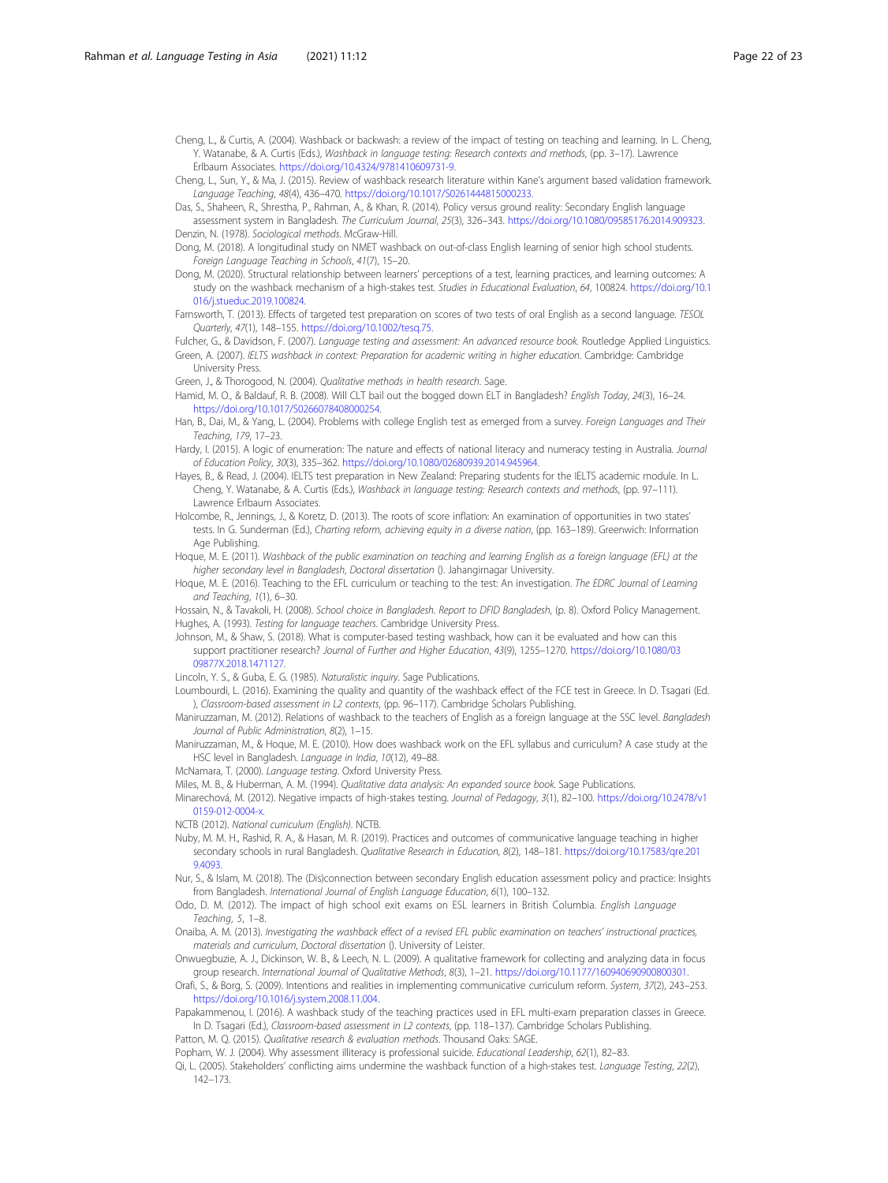Cheng, L., & Curtis, A. (2004). Washback or backwash: a review of the impact of testing on teaching and learning. In L. Cheng, Y. Watanabe, & A. Curtis (Eds.), *Washback in language testing: Research contexts and methods*, (pp. 3–17). Lawrence Erlbaum Associates. https://doi.org/10.4324/9781410609731-9.

Cheng, L., Sun, Y., & Ma, J. (2015). Review of washback research literature within Kane's argument based validation framework. *Language Teaching*, *48*(4), 436–470. https://doi.org/10.1017/S0261444815000233.

Das, S., Shaheen, R., Shrestha, P., Rahman, A., & Khan, R. (2014). Policy versus ground reality: Secondary English language assessment system in Bangladesh. *The Curriculum Journal*, *25*(3), 326–343. https://doi.org/10.1080/09585176.2014.909323.

Denzin, N. (1978). *Sociological methods*. McGraw-Hill.

Dong, M. (2018). A longitudinal study on NMET washback on out-of-class English learning of senior high school students. *Foreign Language Teaching in Schools*, *41*(7), 15–20.

Dong, M. (2020). Structural relationship between learners' perceptions of a test, learning practices, and learning outcomes: A study on the washback mechanism of a high-stakes test. *Studies in Educational Evaluation*, *64*, 100824. https://doi.org/10.1016/j.stueduc.2019.100824.

Farnsworth, T. (2013). Effects of targeted test preparation on scores of two tests of oral English as a second language. *TESOL Quarterly*, *47*(1), 148–155. https://doi.org/10.1002/tesq.75.

Fulcher, G., & Davidson, F. (2007). *Language testing and assessment: An advanced resource book*. Routledge Applied Linguistics.

Green, A. (2007). *IELTS washback in context: Preparation for academic writing in higher education*. Cambridge: Cambridge University Press.

Green, J., & Thorogood, N. (2004). *Qualitative methods in health research*. Sage.

Hamid, M. O., & Baldauf, R. B. (2008). Will CLT bail out the bogged down ELT in Bangladesh? *English Today*, *24*(3), 16–24. https://doi.org/10.1017/S0266078408000254.

Han, B., Dai, M., & Yang, L. (2004). Problems with college English test as emerged from a survey. *Foreign Languages and Their Teaching*, *179*, 17–23.

Hardy, I. (2015). A logic of enumeration: The nature and effects of national literacy and numeracy testing in Australia. *Journal of Education Policy*, *30*(3), 335–362. https://doi.org/10.1080/02680939.2014.945964.

Hayes, B., & Read, J. (2004). IELTS test preparation in New Zealand: Preparing students for the IELTS academic module. In L. Cheng, Y. Watanabe, & A. Curtis (Eds.), *Washback in language testing: Research contexts and methods*, (pp. 97–111). Lawrence Erlbaum Associates.

Holcombe, R., Jennings, J., & Koretz, D. (2013). The roots of score inflation: An examination of opportunities in two states' tests. In G. Sunderman (Ed.), *Charting reform, achieving equity in a diverse nation*, (pp. 163–189). Greenwich: Information Age Publishing.

Hoque, M. E. (2011). *Washback of the public examination on teaching and learning English as a foreign language (EFL) at the higher secondary level in Bangladesh*, *Doctoral dissertation* (). Jahangirnagar University.

Hoque, M. E. (2016). Teaching to the EFL curriculum or teaching to the test: An investigation. *The EDRC Journal of Learning and Teaching*, *1*(1), 6–30.

Hossain, N., & Tavakoli, H. (2008). *School choice in Bangladesh. Report to DFID Bangladesh*, (p. 8). Oxford Policy Management.

Hughes, A. (1993). *Testing for language teachers*. Cambridge University Press.

Johnson, M., & Shaw, S. (2018). What is computer-based testing washback, how can it be evaluated and how can this support practitioner research? *Journal of Further and Higher Education*, *43*(9), 1255–1270. https://doi.org/10.1080/0309877X.2018.1471127.

Lincoln, Y. S., & Guba, E. G. (1985). *Naturalistic inquiry*. Sage Publications.

Loumbourdi, L. (2016). Examining the quality and quantity of the washback effect of the FCE test in Greece. In D. Tsagari (Ed. ), *Classroom-based assessment in L2 contexts*, (pp. 96–117). Cambridge Scholars Publishing.

Maniruzzaman, M. (2012). Relations of washback to the teachers of English as a foreign language at the SSC level. *Bangladesh Journal of Public Administration*, *8*(2), 1–15.

Maniruzzaman, M., & Hoque, M. E. (2010). How does washback work on the EFL syllabus and curriculum? A case study at the HSC level in Bangladesh. *Language in India*, *10*(12), 49–88.

McNamara, T. (2000). *Language testing*. Oxford University Press.

Miles, M. B., & Huberman, A. M. (1994). *Qualitative data analysis: An expanded source book*. Sage Publications.

Minarechová, M. (2012). Negative impacts of high-stakes testing. *Journal of Pedagogy*, *3*(1), 82–100. https://doi.org/10.2478/v10159-012-0004-x.

NCTB (2012). *National curriculum (English)*. NCTB.

Nuby, M. M. H., Rashid, R. A., & Hasan, M. R. (2019). Practices and outcomes of communicative language teaching in higher secondary schools in rural Bangladesh. *Qualitative Research in Education*, *8*(2), 148–181. https://doi.org/10.17583/qre.2019.4093.

Nur, S., & Islam, M. (2018). The (Dis)connection between secondary English education assessment policy and practice: Insights from Bangladesh. *International Journal of English Language Education*, *6*(1), 100–132.

Odo, D. M. (2012). The impact of high school exit exams on ESL learners in British Columbia. *English Language Teaching*, *5*, 1–8.

Onaiba, A. M. (2013). *Investigating the washback effect of a revised EFL public examination on teachers' instructional practices, materials and curriculum*, *Doctoral dissertation* (). University of Leister.

Onwuegbuzie, A. J., Dickinson, W. B., & Leech, N. L. (2009). A qualitative framework for collecting and analyzing data in focus group research. *International Journal of Qualitative Methods*, *8*(3), 1–21. https://doi.org/10.1177/160940690900800301.

Orafi, S., & Borg, S. (2009). Intentions and realities in implementing communicative curriculum reform. *System*, *37*(2), 243–253. https://doi.org/10.1016/j.system.2008.11.004.

Papakammenou, I. (2016). A washback study of the teaching practices used in EFL multi-exam preparation classes in Greece. In D. Tsagari (Ed.), *Classroom-based assessment in L2 contexts*, (pp. 118–137). Cambridge Scholars Publishing.

Patton, M. Q. (2015). *Qualitative research & evaluation methods*. Thousand Oaks: SAGE.

Popham, W. J. (2004). Why assessment illiteracy is professional suicide. *Educational Leadership*, *62*(1), 82–83.

Qi, L. (2005). Stakeholders' conflicting aims undermine the washback function of a high-stakes test. *Language Testing*, *22*(2), 142–173.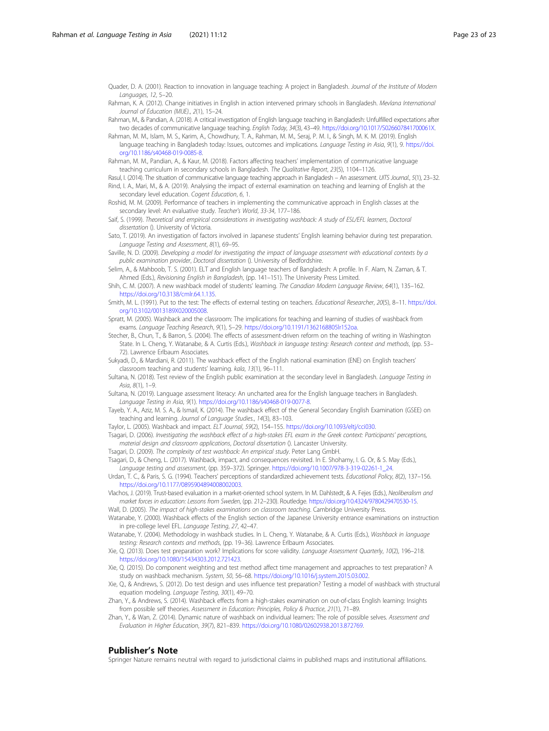Quader, D. A. (2001). Reaction to innovation in language teaching: A project in Bangladesh. *Journal of the Institute of Modern Languages*, *12*, 5–20.

Rahman, K. A. (2012). Change initiatives in English in action intervened primary schools in Bangladesh. *Mevlana International Journal of Education (MIJE).*, *2*(1), 15–24.

Rahman, M., & Pandian, A. (2018). A critical investigation of English language teaching in Bangladesh: Unfulfilled expectations after two decades of communicative language teaching. *English Today*, *34*(3), 43–49. https://doi.org/10.1017/S026607841700061X.

Rahman, M. M., Islam, M. S., Karim, A., Chowdhury, T. A., Rahman, M. M., Seraj, P. M. I., & Singh, M. K. M. (2019). English language teaching in Bangladesh today: Issues, outcomes and implications. *Language Testing in Asia*, *9*(1), 9. https://doi.org/10.1186/s40468-019-0085-8.

Rahman, M. M., Pandian, A., & Kaur, M. (2018). Factors affecting teachers' implementation of communicative language teaching curriculum in secondary schools in Bangladesh. *The Qualitative Report*, *23*(5), 1104–1126.

Rasul, I. (2014). The situation of communicative language teaching approach in Bangladesh – An assessment. *UITS Journal.*, *5*(1), 23–32.

Rind, I. A., Mari, M., & A. (2019). Analysing the impact of external examination on teaching and learning of English at the secondary level education. *Cogent Education*, *6*, 1.

Roshid, M. M. (2009). Performance of teachers in implementing the communicative approach in English classes at the secondary level: An evaluative study. *Teacher's World*, *33-34*, 177–186.

Saif, S. (1999). *Theoretical and empirical considerations in investigating washback: A study of ESL/EFL learners*, *Doctoral dissertation* (). University of Victoria.

Sato, T. (2019). An investigation of factors involved in Japanese students' English learning behavior during test preparation. *Language Testing and Assessment*, *8*(1), 69–95.

Saville, N. D. (2009). *Developing a model for investigating the impact of language assessment with educational contexts by a public examination provider*, *Doctoral dissertation* (). University of Bedfordshire.

Selim, A., & Mahboob, T. S. (2001). ELT and English language teachers of Bangladesh: A profile. In F. Alam, N. Zaman, & T. Ahmed (Eds.), *Revisioning English in Bangladesh*, (pp. 141–151). The University Press Limited.

Shih, C. M. (2007). A new washback model of students' learning. *The Canadian Modern Language Review*, *64*(1), 135–162. https://doi.org/10.3138/cmlr.64.1.135.

Smith, M. L. (1991). Put to the test: The effects of external testing on teachers. *Educational Researcher*, *20*(5), 8–11. https://doi.org/10.3102/0013189X020005008.

Spratt, M. (2005). Washback and the classroom: The implications for teaching and learning of studies of washback from exams. *Language Teaching Research*, *9*(1), 5–29. https://doi.org/10.1191/1362168805lr152oa.

Stecher, B., Chun, T., & Barron, S. (2004). The effects of assessment-driven reform on the teaching of writing in Washington State. In L. Cheng, Y. Watanabe, & A. Curtis (Eds.), *Washback in language testing: Research context and methods*, (pp. 53–72). Lawrence Erlbaum Associates.

Sukyadi, D., & Mardiani, R. (2011). The washback effect of the English national examination (ENE) on English teachers' classroom teaching and students' learning. *kala*, *13*(1), 96–111.

Sultana, N. (2018). Test review of the English public examination at the secondary level in Bangladesh. *Language Testing in Asia*, *8*(1), 1–9.

Sultana, N. (2019). Language assessment literacy: An uncharted area for the English language teachers in Bangladesh. *Language Testing in Asia*, *9*(1). https://doi.org/10.1186/s40468-019-0077-8.

Tayeb, Y. A., Aziz, M. S. A., & Ismail, K. (2014). The washback effect of the General Secondary English Examination (GSEE) on teaching and learning. *Journal of Language Studies.*, *14*(3), 83–103.

Taylor, L. (2005). Washback and impact. *ELT Journal*, *59*(2), 154–155. https://doi.org/10.1093/eltj/cci030.

Tsagari, D. (2006). *Investigating the washback effect of a high-stakes EFL exam in the Greek context: Participants' perceptions, material design and classroom applications*, *Doctoral dissertation* (). Lancaster University.

Tsagari, D. (2009). *The complexity of test washback: An empirical study*. Peter Lang GmbH.

Tsagari, D., & Cheng, L. (2017). Washback, impact, and consequences revisited. In E. Shohamy, I. G. Or, & S. May (Eds.), *Language testing and assessment*, (pp. 359–372). Springer. https://doi.org/10.1007/978-3-319-02261-1_24.

Urdan, T. C., & Paris, S. G. (1994). Teachers' perceptions of standardized achievement tests. *Educational Policy*, *8*(2), 137–156. https://doi.org/10.1177/0895904894008002003.

Vlachos, J. (2019). Trust-based evaluation in a market-oriented school system. In M. Dahlstedt, & A. Fejes (Eds.), *Neoliberalism and market forces in education: Lessons from Sweden*, (pp. 212–230). Routledge. https://doi.org/10.4324/9780429470530-15.

Wall, D. (2005). *The impact of high-stakes examinations on classroom teaching*. Cambridge University Press.

Watanabe, Y. (2000). Washback effects of the English section of the Japanese University entrance examinations on instruction in pre-college level EFL. *Language Testing*, *27*, 42–47.

Watanabe, Y. (2004). Methodology in washback studies. In L. Cheng, Y. Watanabe, & A. Curtis (Eds.), *Washback in language testing: Research contexts and methods*, (pp. 19–36). Lawrence Erlbaum Associates.

Xie, Q. (2013). Does test preparation work? Implications for score validity. *Language Assessment Quarterly*, *10*(2), 196–218. https://doi.org/10.1080/15434303.2012.721423.

Xie, Q. (2015). Do component weighting and test method affect time management and approaches to test preparation? A study on washback mechanism. *System*, *50*, 56–68. https://doi.org/10.1016/j.system.2015.03.002.

Xie, Q., & Andrews, S. (2012). Do test design and uses influence test preparation? Testing a model of washback with structural equation modeling. *Language Testing*, *30*(1), 49–70.

Zhan, Y., & Andrews, S. (2014). Washback effects from a high-stakes examination on out-of-class English learning: Insights from possible self theories. *Assessment in Education: Principles, Policy & Practice*, *21*(1), 71–89.

Zhan, Y., & Wan, Z. (2014). Dynamic nature of washback on individual learners: The role of possible selves. *Assessment and Evaluation in Higher Education*, *39*(7), 821–839. https://doi.org/10.1080/02602938.2013.872769.

## Publisher's Note

Springer Nature remains neutral with regard to jurisdictional claims in published maps and institutional affiliations.